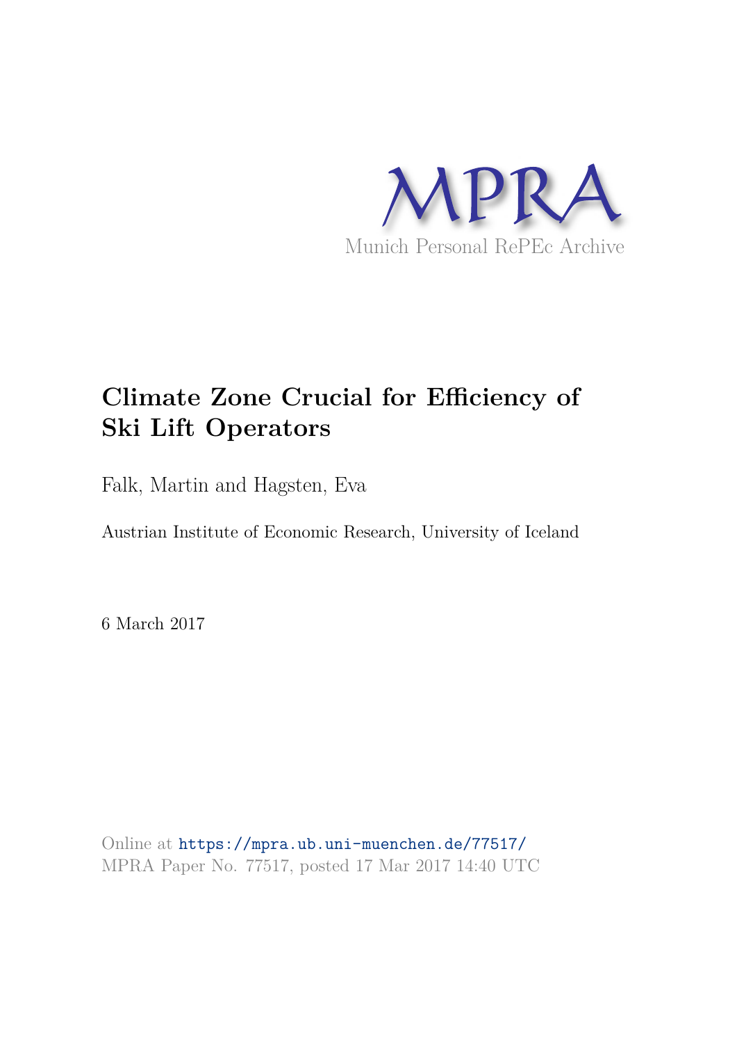MPRA

Munich Personal RePEc Archive

# Climate Zone Crucial for Efficiency of Ski Lift Operators

Falk, Martin and Hagsten, Eva

Austrian Institute of Economic Research, University of Iceland

6 March 2017

Online at https://mpra.ub.uni-muenchen.de/77517/
MPRA Paper No. 77517, posted 17 Mar 2017 14:40 UTC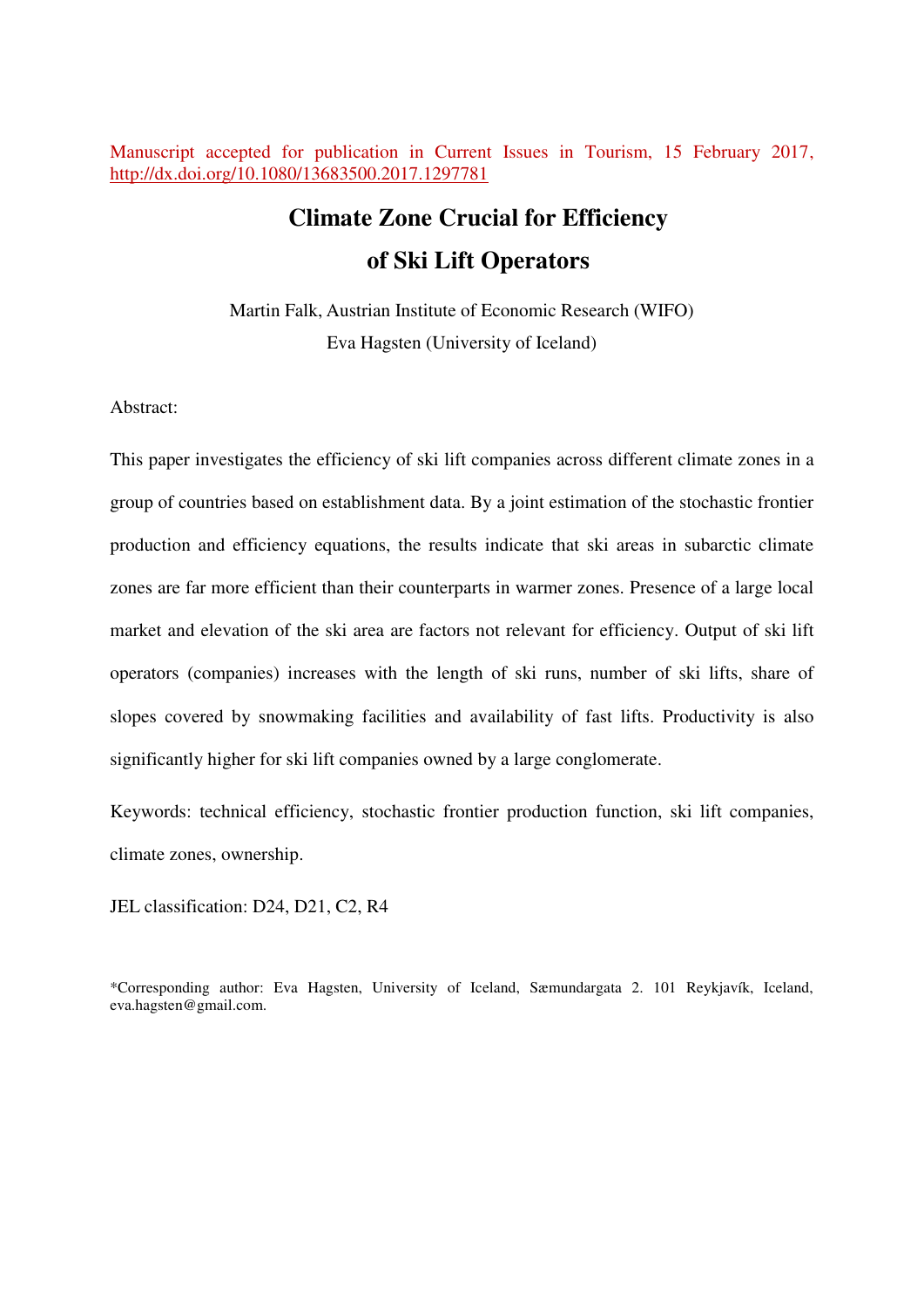Manuscript accepted for publication in Current Issues in Tourism, 15 February 2017, http://dx.doi.org/10.1080/13683500.2017.1297781

# Climate Zone Crucial for Efficiency of Ski Lift Operators

Martin Falk, Austrian Institute of Economic Research (WIFO)

Eva Hagsten (University of Iceland)

Abstract:

This paper investigates the efficiency of ski lift companies across different climate zones in a group of countries based on establishment data. By a joint estimation of the stochastic frontier production and efficiency equations, the results indicate that ski areas in subarctic climate zones are far more efficient than their counterparts in warmer zones. Presence of a large local market and elevation of the ski area are factors not relevant for efficiency. Output of ski lift operators (companies) increases with the length of ski runs, number of ski lifts, share of slopes covered by snowmaking facilities and availability of fast lifts. Productivity is also significantly higher for ski lift companies owned by a large conglomerate.

Keywords: technical efficiency, stochastic frontier production function, ski lift companies, climate zones, ownership.

JEL classification: D24, D21, C2, R4

*Corresponding author: Eva Hagsten, University of Iceland, Sæmundargata 2. 101 Reykjavík, Iceland, eva.hagsten@gmail.com.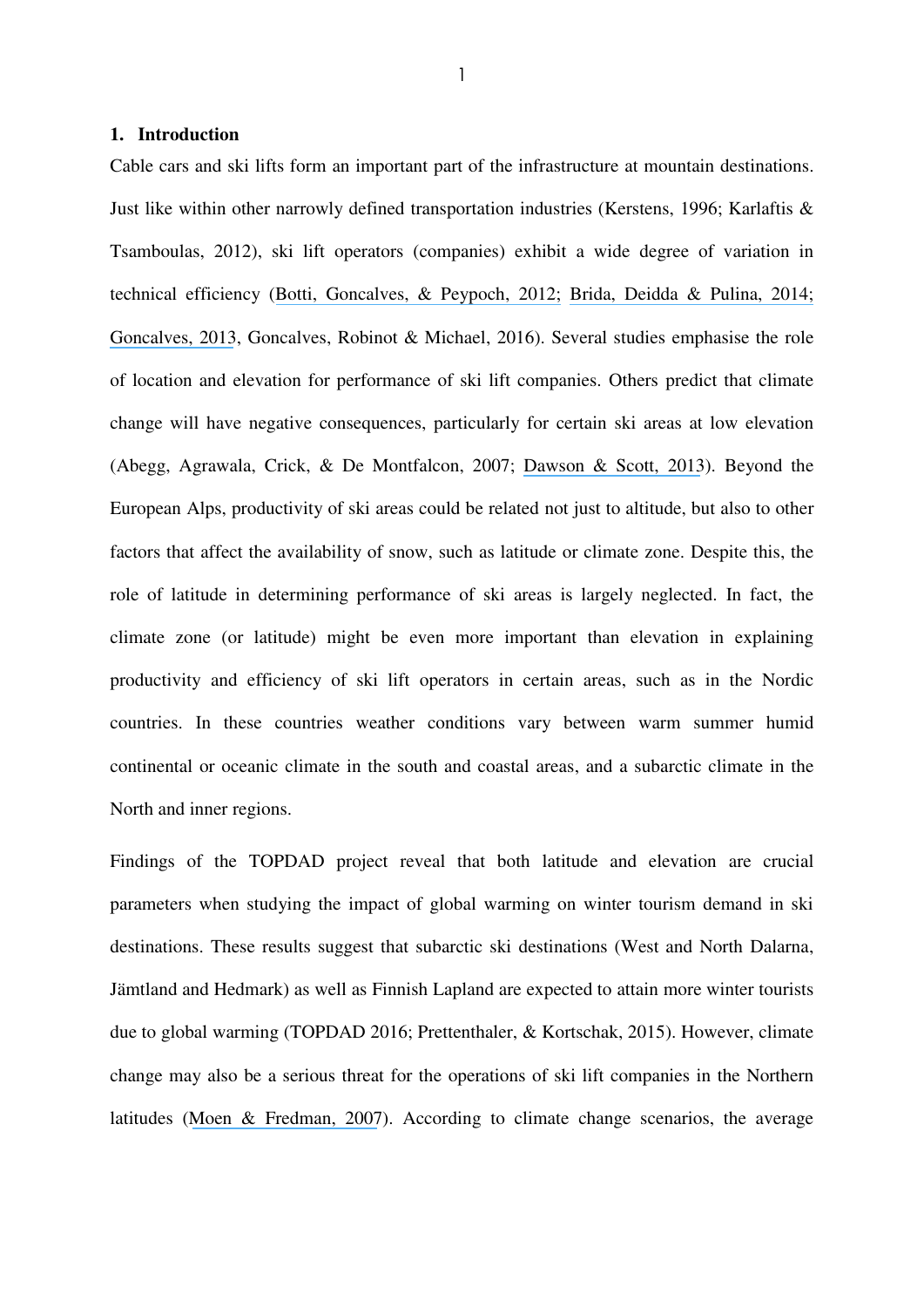## 1. Introduction

Cable cars and ski lifts form an important part of the infrastructure at mountain destinations. Just like within other narrowly defined transportation industries (Kerstens, 1996; Karlaftis & Tsamboulas, 2012), ski lift operators (companies) exhibit a wide degree of variation in technical efficiency (Botti, Goncalves, & Peypoch, 2012; Brida, Deidda & Pulina, 2014; Goncalves, 2013, Goncalves, Robinot & Michael, 2016). Several studies emphasise the role of location and elevation for performance of ski lift companies. Others predict that climate change will have negative consequences, particularly for certain ski areas at low elevation (Abegg, Agrawala, Crick, & De Montfalcon, 2007; Dawson & Scott, 2013). Beyond the European Alps, productivity of ski areas could be related not just to altitude, but also to other factors that affect the availability of snow, such as latitude or climate zone. Despite this, the role of latitude in determining performance of ski areas is largely neglected. In fact, the climate zone (or latitude) might be even more important than elevation in explaining productivity and efficiency of ski lift operators in certain areas, such as in the Nordic countries. In these countries weather conditions vary between warm summer humid continental or oceanic climate in the south and coastal areas, and a subarctic climate in the North and inner regions.

Findings of the TOPDAD project reveal that both latitude and elevation are crucial parameters when studying the impact of global warming on winter tourism demand in ski destinations. These results suggest that subarctic ski destinations (West and North Dalarna, Jämtland and Hedmark) as well as Finnish Lapland are expected to attain more winter tourists due to global warming (TOPDAD 2016; Prettenthaler, & Kortschak, 2015). However, climate change may also be a serious threat for the operations of ski lift companies in the Northern latitudes (Moen & Fredman, 2007). According to climate change scenarios, the average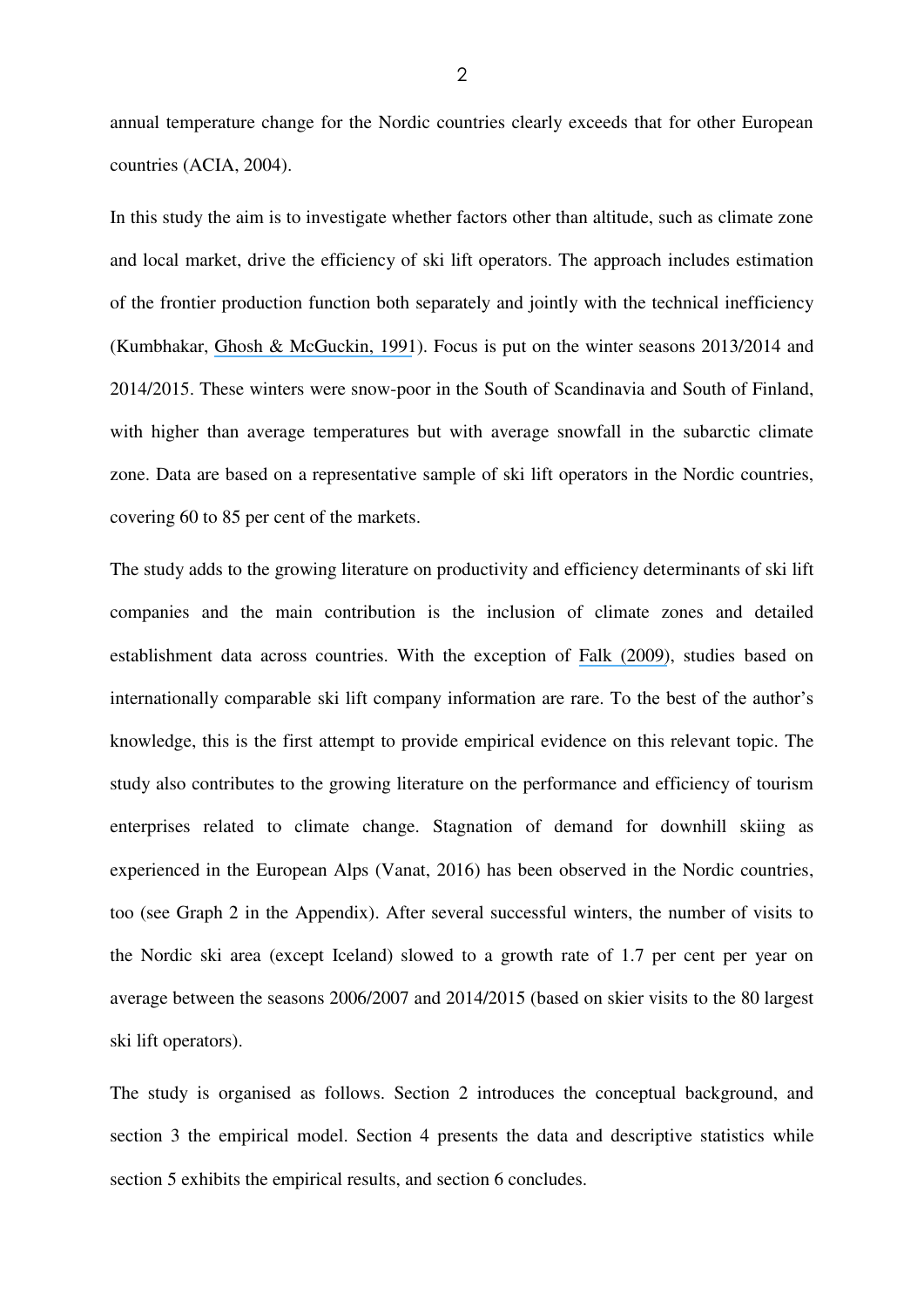annual temperature change for the Nordic countries clearly exceeds that for other European countries (ACIA, 2004).

In this study the aim is to investigate whether factors other than altitude, such as climate zone and local market, drive the efficiency of ski lift operators. The approach includes estimation of the frontier production function both separately and jointly with the technical inefficiency (Kumbhakar, Ghosh & McGuckin, 1991). Focus is put on the winter seasons 2013/2014 and 2014/2015. These winters were snow-poor in the South of Scandinavia and South of Finland, with higher than average temperatures but with average snowfall in the subarctic climate zone. Data are based on a representative sample of ski lift operators in the Nordic countries, covering 60 to 85 per cent of the markets.

The study adds to the growing literature on productivity and efficiency determinants of ski lift companies and the main contribution is the inclusion of climate zones and detailed establishment data across countries. With the exception of Falk (2009), studies based on internationally comparable ski lift company information are rare. To the best of the author's knowledge, this is the first attempt to provide empirical evidence on this relevant topic. The study also contributes to the growing literature on the performance and efficiency of tourism enterprises related to climate change. Stagnation of demand for downhill skiing as experienced in the European Alps (Vanat, 2016) has been observed in the Nordic countries, too (see Graph 2 in the Appendix). After several successful winters, the number of visits to the Nordic ski area (except Iceland) slowed to a growth rate of 1.7 per cent per year on average between the seasons 2006/2007 and 2014/2015 (based on skier visits to the 80 largest ski lift operators).

The study is organised as follows. Section 2 introduces the conceptual background, and section 3 the empirical model. Section 4 presents the data and descriptive statistics while section 5 exhibits the empirical results, and section 6 concludes.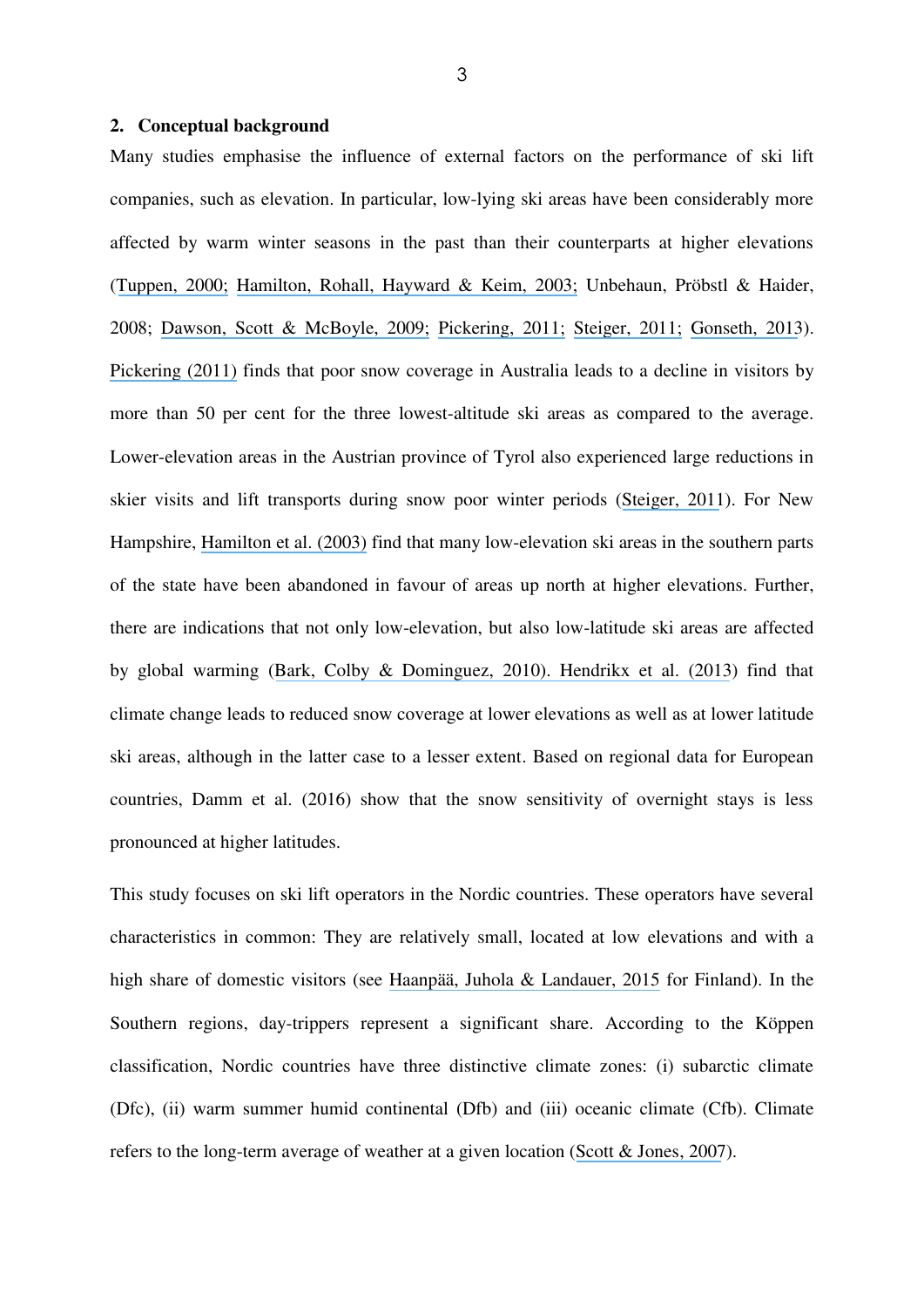## 2. Conceptual background

Many studies emphasise the influence of external factors on the performance of ski lift companies, such as elevation. In particular, low-lying ski areas have been considerably more affected by warm winter seasons in the past than their counterparts at higher elevations (Tuppen, 2000; Hamilton, Rohall, Hayward & Keim, 2003; Unbehaun, Pröbstl & Haider, 2008; Dawson, Scott & McBoyle, 2009; Pickering, 2011; Steiger, 2011; Gonseth, 2013). Pickering (2011) finds that poor snow coverage in Australia leads to a decline in visitors by more than 50 per cent for the three lowest-altitude ski areas as compared to the average. Lower-elevation areas in the Austrian province of Tyrol also experienced large reductions in skier visits and lift transports during snow poor winter periods (Steiger, 2011). For New Hampshire, Hamilton et al. (2003) find that many low-elevation ski areas in the southern parts of the state have been abandoned in favour of areas up north at higher elevations. Further, there are indications that not only low-elevation, but also low-latitude ski areas are affected by global warming (Bark, Colby & Dominguez, 2010). Hendrikx et al. (2013) find that climate change leads to reduced snow coverage at lower elevations as well as at lower latitude ski areas, although in the latter case to a lesser extent. Based on regional data for European countries, Damm et al. (2016) show that the snow sensitivity of overnight stays is less pronounced at higher latitudes.

This study focuses on ski lift operators in the Nordic countries. These operators have several characteristics in common: They are relatively small, located at low elevations and with a high share of domestic visitors (see Haanpää, Juhola & Landauer, 2015 for Finland). In the Southern regions, day-trippers represent a significant share. According to the Köppen classification, Nordic countries have three distinctive climate zones: (i) subarctic climate (Dfc), (ii) warm summer humid continental (Dfb) and (iii) oceanic climate (Cfb). Climate refers to the long-term average of weather at a given location (Scott & Jones, 2007).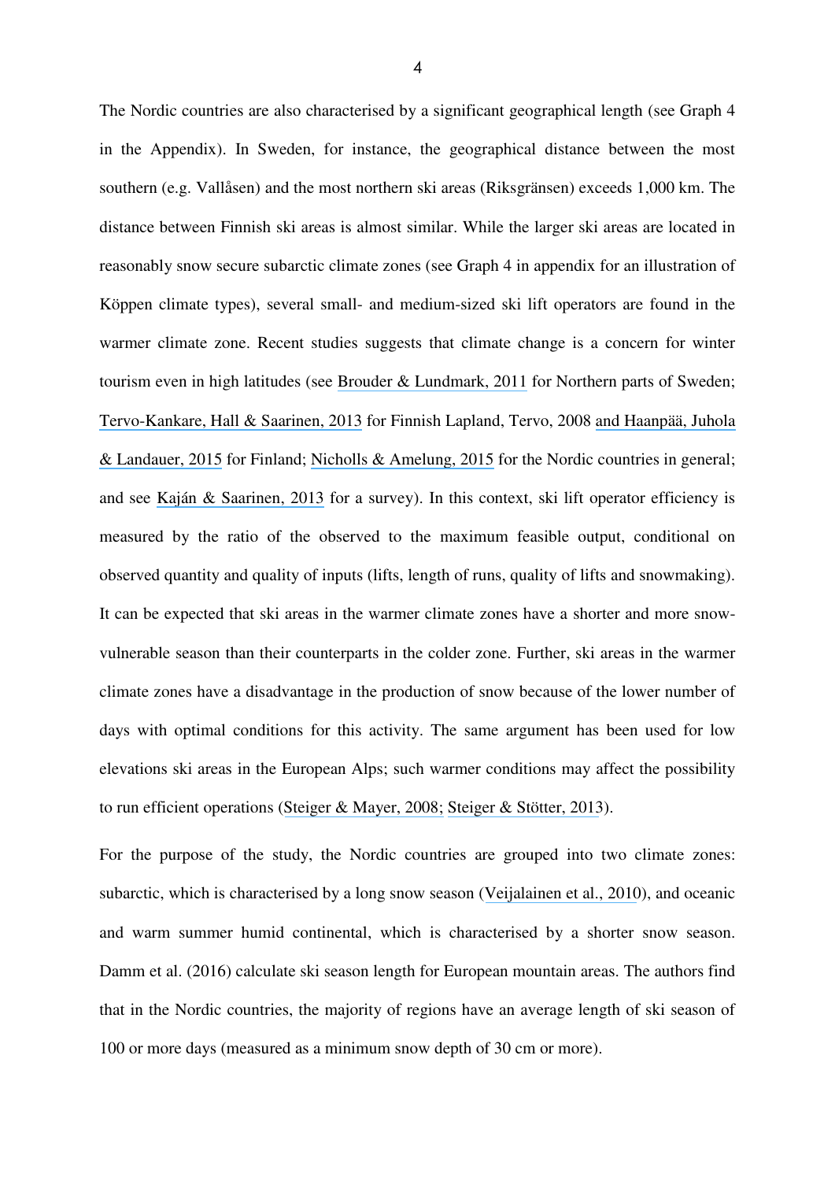The Nordic countries are also characterised by a significant geographical length (see Graph 4 in the Appendix). In Sweden, for instance, the geographical distance between the most southern (e.g. Vallåsen) and the most northern ski areas (Riksgränsen) exceeds 1,000 km. The distance between Finnish ski areas is almost similar. While the larger ski areas are located in reasonably snow secure subarctic climate zones (see Graph 4 in appendix for an illustration of Köppen climate types), several small- and medium-sized ski lift operators are found in the warmer climate zone. Recent studies suggests that climate change is a concern for winter tourism even in high latitudes (see Brouder & Lundmark, 2011 for Northern parts of Sweden; Tervo-Kankare, Hall & Saarinen, 2013 for Finnish Lapland, Tervo, 2008 and Haanpää, Juhola & Landauer, 2015 for Finland; Nicholls & Amelung, 2015 for the Nordic countries in general; and see Kaján & Saarinen, 2013 for a survey). In this context, ski lift operator efficiency is measured by the ratio of the observed to the maximum feasible output, conditional on observed quantity and quality of inputs (lifts, length of runs, quality of lifts and snowmaking). It can be expected that ski areas in the warmer climate zones have a shorter and more snow-vulnerable season than their counterparts in the colder zone. Further, ski areas in the warmer climate zones have a disadvantage in the production of snow because of the lower number of days with optimal conditions for this activity. The same argument has been used for low elevations ski areas in the European Alps; such warmer conditions may affect the possibility to run efficient operations (Steiger & Mayer, 2008; Steiger & Stötter, 2013).

For the purpose of the study, the Nordic countries are grouped into two climate zones: subarctic, which is characterised by a long snow season (Veijalainen et al., 2010), and oceanic and warm summer humid continental, which is characterised by a shorter snow season. Damm et al. (2016) calculate ski season length for European mountain areas. The authors find that in the Nordic countries, the majority of regions have an average length of ski season of 100 or more days (measured as a minimum snow depth of 30 cm or more).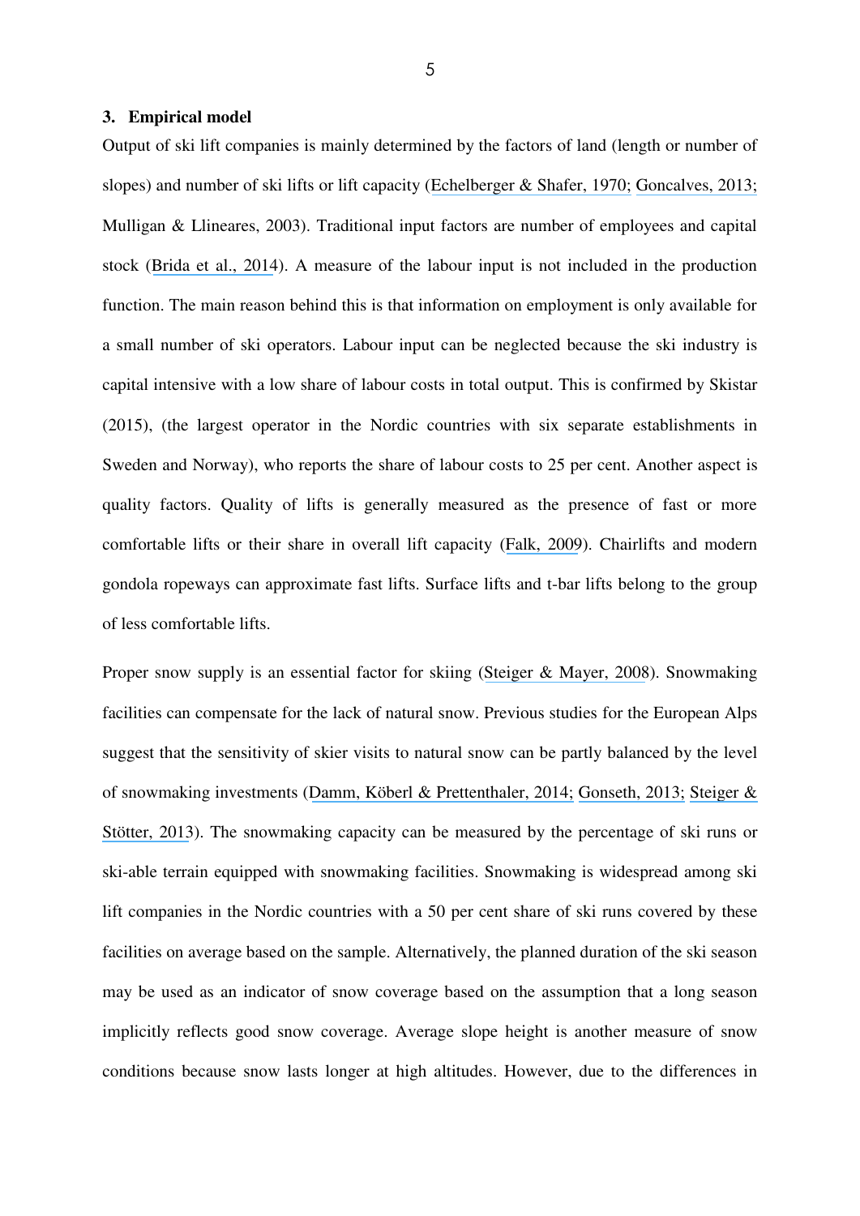## 3. Empirical model

Output of ski lift companies is mainly determined by the factors of land (length or number of slopes) and number of ski lifts or lift capacity (Echelberger & Shafer, 1970; Goncalves, 2013; Mulligan & Llineares, 2003). Traditional input factors are number of employees and capital stock (Brida et al., 2014). A measure of the labour input is not included in the production function. The main reason behind this is that information on employment is only available for a small number of ski operators. Labour input can be neglected because the ski industry is capital intensive with a low share of labour costs in total output. This is confirmed by Skistar (2015), (the largest operator in the Nordic countries with six separate establishments in Sweden and Norway), who reports the share of labour costs to 25 per cent. Another aspect is quality factors. Quality of lifts is generally measured as the presence of fast or more comfortable lifts or their share in overall lift capacity (Falk, 2009). Chairlifts and modern gondola ropeways can approximate fast lifts. Surface lifts and t-bar lifts belong to the group of less comfortable lifts.

Proper snow supply is an essential factor for skiing (Steiger & Mayer, 2008). Snowmaking facilities can compensate for the lack of natural snow. Previous studies for the European Alps suggest that the sensitivity of skier visits to natural snow can be partly balanced by the level of snowmaking investments (Damm, Köberl & Prettenthaler, 2014; Gonseth, 2013; Steiger & Stötter, 2013). The snowmaking capacity can be measured by the percentage of ski runs or ski-able terrain equipped with snowmaking facilities. Snowmaking is widespread among ski lift companies in the Nordic countries with a 50 per cent share of ski runs covered by these facilities on average based on the sample. Alternatively, the planned duration of the ski season may be used as an indicator of snow coverage based on the assumption that a long season implicitly reflects good snow coverage. Average slope height is another measure of snow conditions because snow lasts longer at high altitudes. However, due to the differences in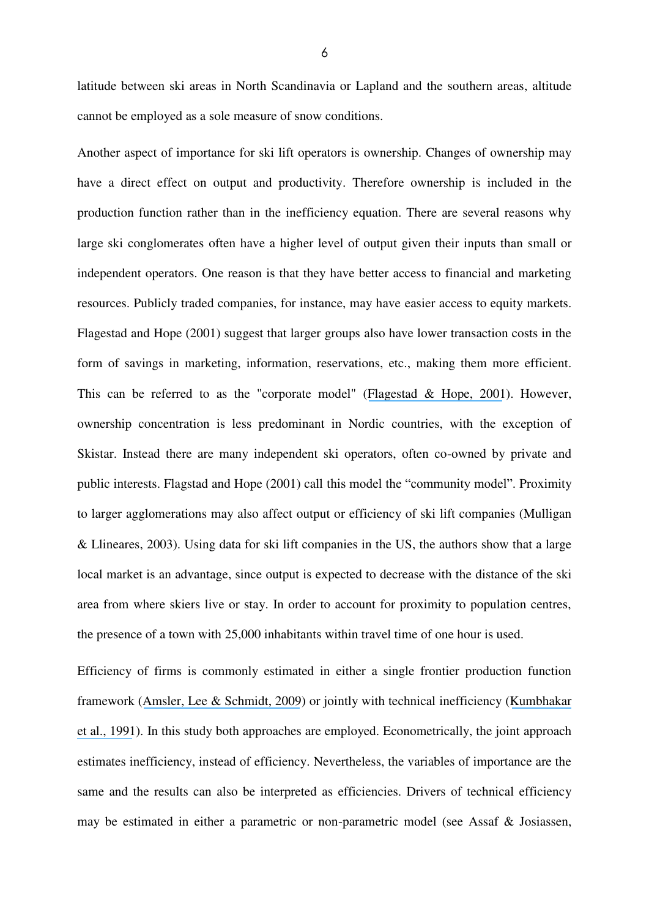latitude between ski areas in North Scandinavia or Lapland and the southern areas, altitude cannot be employed as a sole measure of snow conditions.

Another aspect of importance for ski lift operators is ownership. Changes of ownership may have a direct effect on output and productivity. Therefore ownership is included in the production function rather than in the inefficiency equation. There are several reasons why large ski conglomerates often have a higher level of output given their inputs than small or independent operators. One reason is that they have better access to financial and marketing resources. Publicly traded companies, for instance, may have easier access to equity markets. Flagestad and Hope (2001) suggest that larger groups also have lower transaction costs in the form of savings in marketing, information, reservations, etc., making them more efficient. This can be referred to as the "corporate model" (Flagestad & Hope, 2001). However, ownership concentration is less predominant in Nordic countries, with the exception of Skistar. Instead there are many independent ski operators, often co-owned by private and public interests. Flagstad and Hope (2001) call this model the "community model". Proximity to larger agglomerations may also affect output or efficiency of ski lift companies (Mulligan & Llineares, 2003). Using data for ski lift companies in the US, the authors show that a large local market is an advantage, since output is expected to decrease with the distance of the ski area from where skiers live or stay. In order to account for proximity to population centres, the presence of a town with 25,000 inhabitants within travel time of one hour is used.

Efficiency of firms is commonly estimated in either a single frontier production function framework (Amsler, Lee & Schmidt, 2009) or jointly with technical inefficiency (Kumbhakar et al., 1991). In this study both approaches are employed. Econometrically, the joint approach estimates inefficiency, instead of efficiency. Nevertheless, the variables of importance are the same and the results can also be interpreted as efficiencies. Drivers of technical efficiency may be estimated in either a parametric or non-parametric model (see Assaf & Josiassen,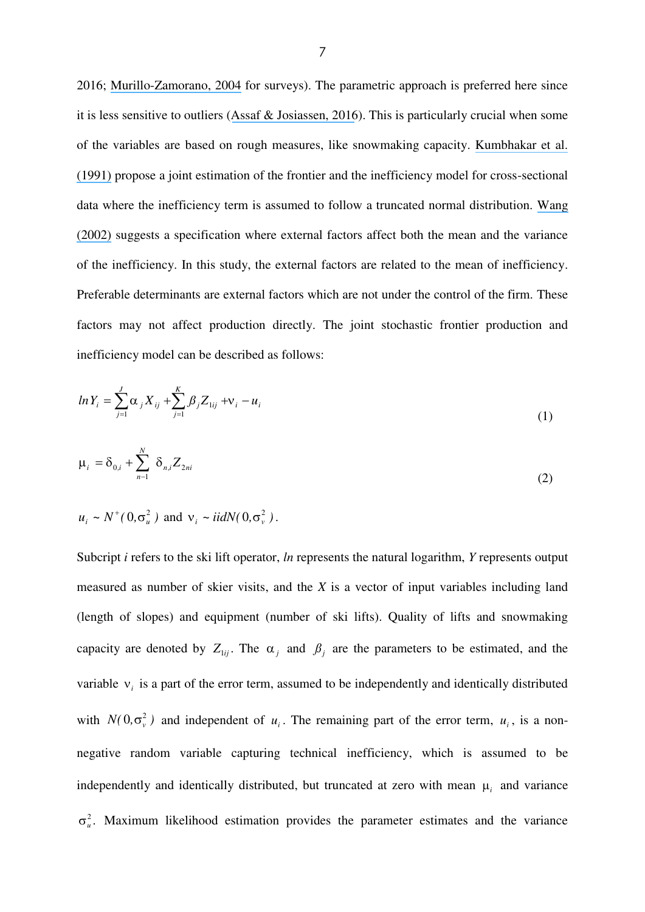2016; Murillo-Zamorano, 2004 for surveys). The parametric approach is preferred here since it is less sensitive to outliers (Assaf & Josiassen, 2016). This is particularly crucial when some of the variables are based on rough measures, like snowmaking capacity. Kumbhakar et al. (1991) propose a joint estimation of the frontier and the inefficiency model for cross-sectional data where the inefficiency term is assumed to follow a truncated normal distribution. Wang (2002) suggests a specification where external factors affect both the mean and the variance of the inefficiency. In this study, the external factors are related to the mean of inefficiency. Preferable determinants are external factors which are not under the control of the firm. These factors may not affect production directly. The joint stochastic frontier production and inefficiency model can be described as follows:

$$ln Y_i = \sum_{j=1}^{J} \alpha_j X_{ij} + \sum_{j=1}^{K} \beta_j Z_{1ij} + \nu_i - u_i \tag{1}$$

$$\mu_i = \delta_{0,i} + \sum_{n-1}^{N} \delta_{n,i} Z_{2ni} \tag{2}$$

$u_i \sim N^+(0,\sigma_u^2)$ and $\nu_i \sim iidN(0,\sigma_\nu^2)$.

Subcript *i* refers to the ski lift operator, *ln* represents the natural logarithm, *Y* represents output measured as number of skier visits, and the *X* is a vector of input variables including land (length of slopes) and equipment (number of ski lifts). Quality of lifts and snowmaking capacity are denoted by $Z_{1ij}$. The $\alpha_j$ and $\beta_j$ are the parameters to be estimated, and the variable $\nu_i$ is a part of the error term, assumed to be independently and identically distributed with $N(0,\sigma_\nu^2)$ and independent of $u_i$. The remaining part of the error term, $u_i$, is a non-negative random variable capturing technical inefficiency, which is assumed to be independently and identically distributed, but truncated at zero with mean $\mu_i$ and variance $\sigma_u^2$. Maximum likelihood estimation provides the parameter estimates and the variance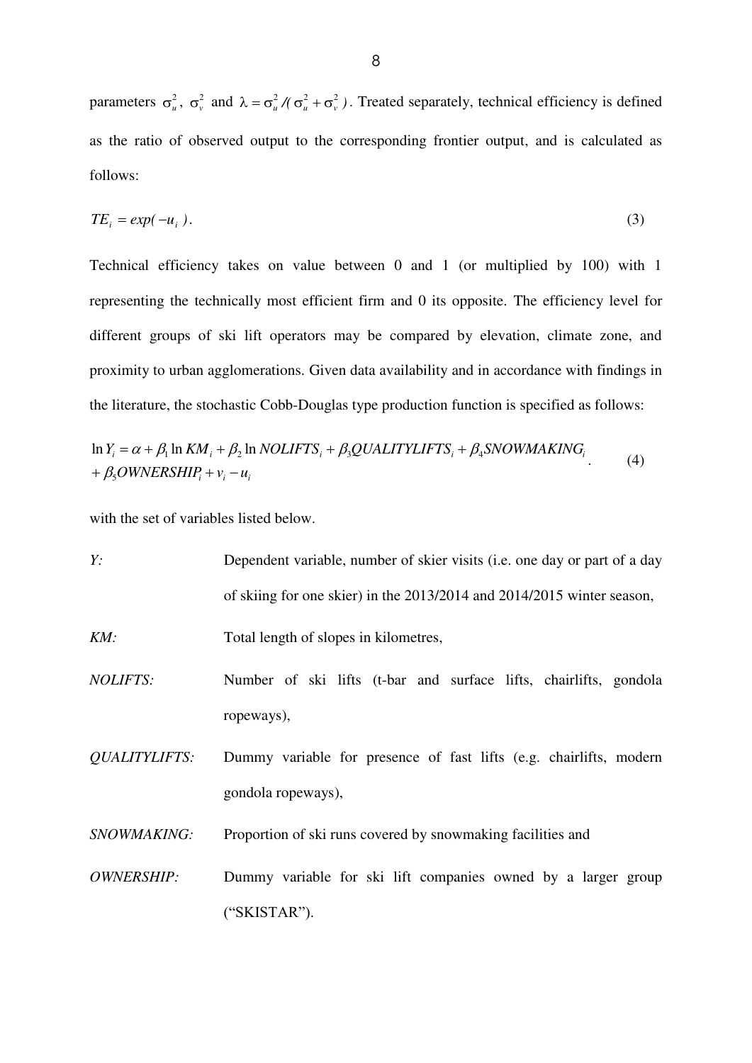parameters $\sigma_u^2$, $\sigma_v^2$ and $\lambda = \sigma_u^2 / (\sigma_u^2 + \sigma_v^2)$. Treated separately, technical efficiency is defined as the ratio of observed output to the corresponding frontier output, and is calculated as follows:

$$TE_i = exp(-u_i). \tag{3}$$

Technical efficiency takes on value between 0 and 1 (or multiplied by 100) with 1 representing the technically most efficient firm and 0 its opposite. The efficiency level for different groups of ski lift operators may be compared by elevation, climate zone, and proximity to urban agglomerations. Given data availability and in accordance with findings in the literature, the stochastic Cobb-Douglas type production function is specified as follows:

$$\begin{aligned} \ln Y_i = \alpha + \beta_1 \ln KM_i + \beta_2 \ln NOLIFTS_i + \beta_3 QUALITYLIFTS_i + \beta_4 SNOWMAKING_i \\ + \beta_5 OWNERSHIP_i + v_i - u_i \end{aligned} \tag{4}$$

with the set of variables listed below.

*Y:* Dependent variable, number of skier visits (i.e. one day or part of a day of skiing for one skier) in the 2013/2014 and 2014/2015 winter season,

*KM:* Total length of slopes in kilometres,

*NOLIFTS:* Number of ski lifts (t-bar and surface lifts, chairlifts, gondola ropeways),

*QUALITYLIFTS:* Dummy variable for presence of fast lifts (e.g. chairlifts, modern gondola ropeways),

*SNOWMAKING:* Proportion of ski runs covered by snowmaking facilities and

*OWNERSHIP:* Dummy variable for ski lift companies owned by a larger group ("SKISTAR").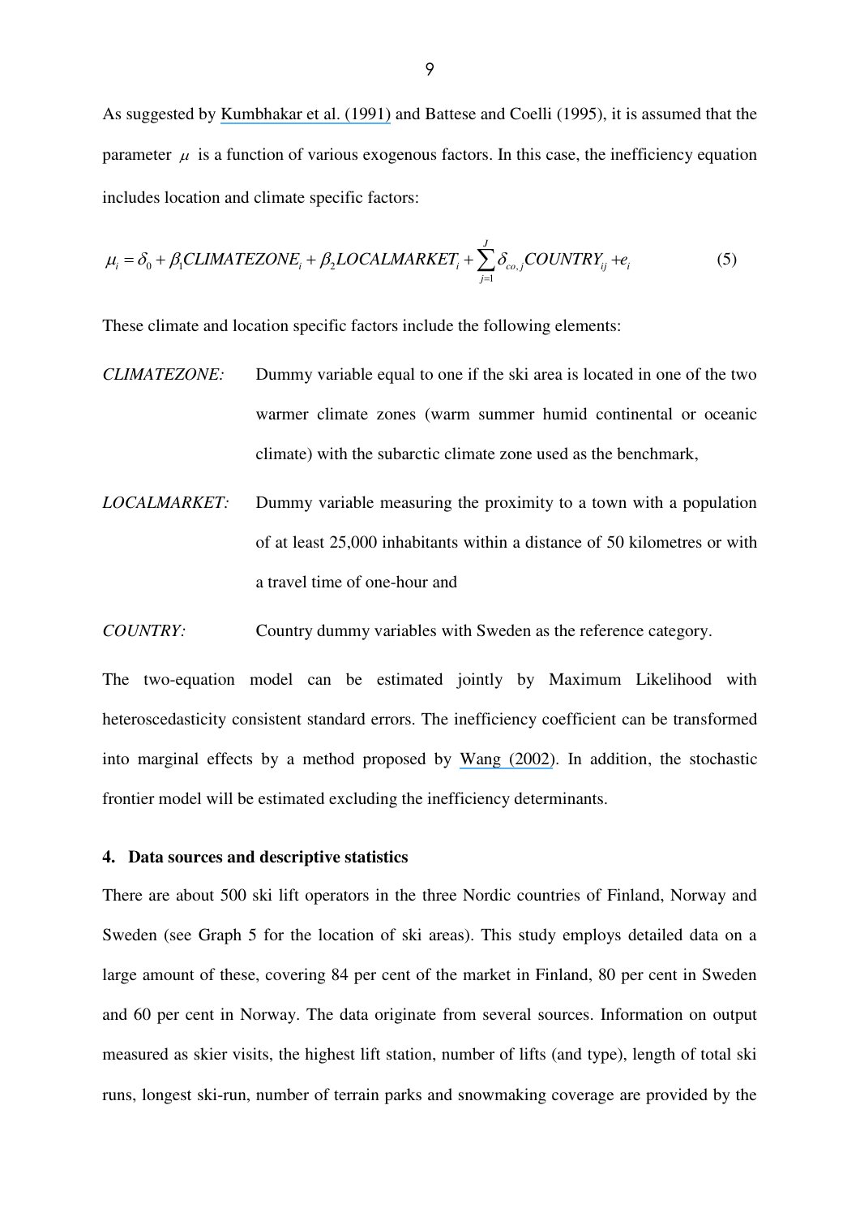As suggested by Kumbhakar et al. (1991) and Battese and Coelli (1995), it is assumed that the parameter $\mu$ is a function of various exogenous factors. In this case, the inefficiency equation includes location and climate specific factors:

$$\mu_i = \delta_0 + \beta_1 CLIMATEZONE_i + \beta_2 LOCALMARKET_i + \sum_{j=1}^{J} \delta_{co,j} COUNTRY_{ij} + e_i \tag{5}$$

These climate and location specific factors include the following elements:

*CLIMATEZONE:* Dummy variable equal to one if the ski area is located in one of the two warmer climate zones (warm summer humid continental or oceanic climate) with the subarctic climate zone used as the benchmark,

*LOCALMARKET:* Dummy variable measuring the proximity to a town with a population of at least 25,000 inhabitants within a distance of 50 kilometres or with a travel time of one-hour and

*COUNTRY:* Country dummy variables with Sweden as the reference category.

The two-equation model can be estimated jointly by Maximum Likelihood with heteroscedasticity consistent standard errors. The inefficiency coefficient can be transformed into marginal effects by a method proposed by Wang (2002). In addition, the stochastic frontier model will be estimated excluding the inefficiency determinants.

## 4. Data sources and descriptive statistics

There are about 500 ski lift operators in the three Nordic countries of Finland, Norway and Sweden (see Graph 5 for the location of ski areas). This study employs detailed data on a large amount of these, covering 84 per cent of the market in Finland, 80 per cent in Sweden and 60 per cent in Norway. The data originate from several sources. Information on output measured as skier visits, the highest lift station, number of lifts (and type), length of total ski runs, longest ski-run, number of terrain parks and snowmaking coverage are provided by the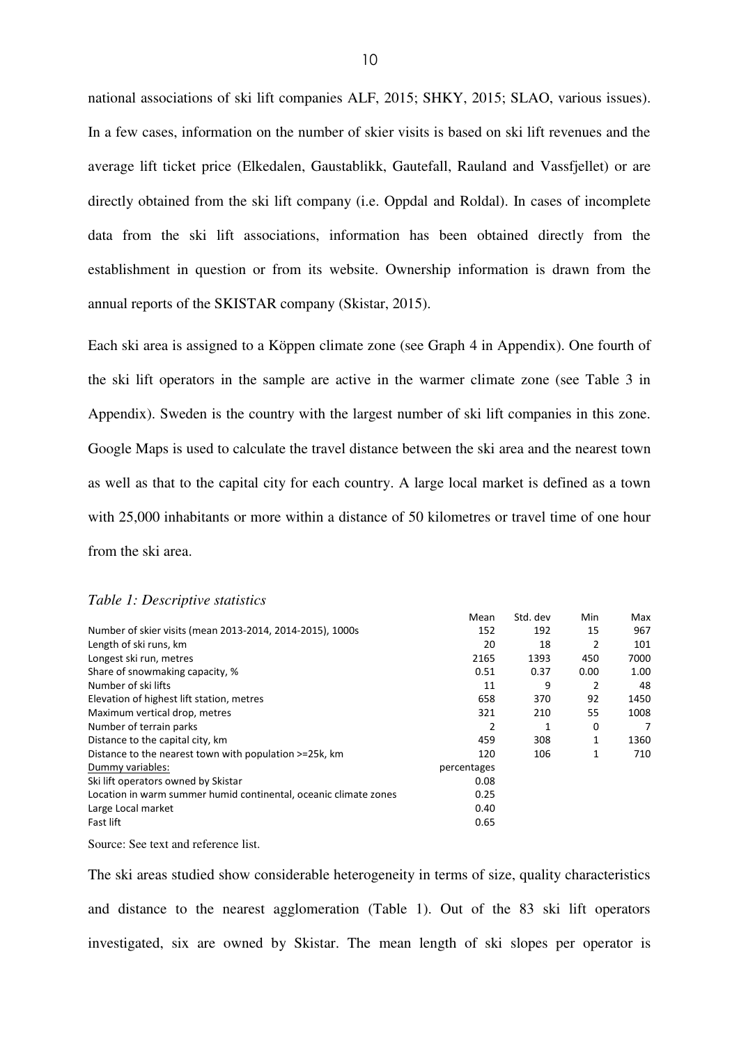national associations of ski lift companies ALF, 2015; SHKY, 2015; SLAO, various issues). In a few cases, information on the number of skier visits is based on ski lift revenues and the average lift ticket price (Elkedalen, Gaustablikk, Gautefall, Rauland and Vassfjellet) or are directly obtained from the ski lift company (i.e. Oppdal and Roldal). In cases of incomplete data from the ski lift associations, information has been obtained directly from the establishment in question or from its website. Ownership information is drawn from the annual reports of the SKISTAR company (Skistar, 2015).

Each ski area is assigned to a Köppen climate zone (see Graph 4 in Appendix). One fourth of the ski lift operators in the sample are active in the warmer climate zone (see Table 3 in Appendix). Sweden is the country with the largest number of ski lift companies in this zone. Google Maps is used to calculate the travel distance between the ski area and the nearest town as well as that to the capital city for each country. A large local market is defined as a town with 25,000 inhabitants or more within a distance of 50 kilometres or travel time of one hour from the ski area.

*Table 1: Descriptive statistics*

| | Mean | Std. dev | Min | Max |
|---|---|---|---|---|
| Number of skier visits (mean 2013-2014, 2014-2015), 1000s | 152 | 192 | 15 | 967 |
| Length of ski runs, km | 20 | 18 | 2 | 101 |
| Longest ski run, metres | 2165 | 1393 | 450 | 7000 |
| Share of snowmaking capacity, % | 0.51 | 0.37 | 0.00 | 1.00 |
| Number of ski lifts | 11 | 9 | 2 | 48 |
| Elevation of highest lift station, metres | 658 | 370 | 92 | 1450 |
| Maximum vertical drop, metres | 321 | 210 | 55 | 1008 |
| Number of terrain parks | 2 | 1 | 0 | 7 |
| Distance to the capital city, km | 459 | 308 | 1 | 1360 |
| Distance to the nearest town with population >=25k, km | 120 | 106 | 1 | 710 |
| Dummy variables: | percentages | | | |
| Ski lift operators owned by Skistar | 0.08 | | | |
| Location in warm summer humid continental, oceanic climate zones | 0.25 | | | |
| Large Local market | 0.40 | | | |
| Fast lift | 0.65 | | | |

Source: See text and reference list.

The ski areas studied show considerable heterogeneity in terms of size, quality characteristics and distance to the nearest agglomeration (Table 1). Out of the 83 ski lift operators investigated, six are owned by Skistar. The mean length of ski slopes per operator is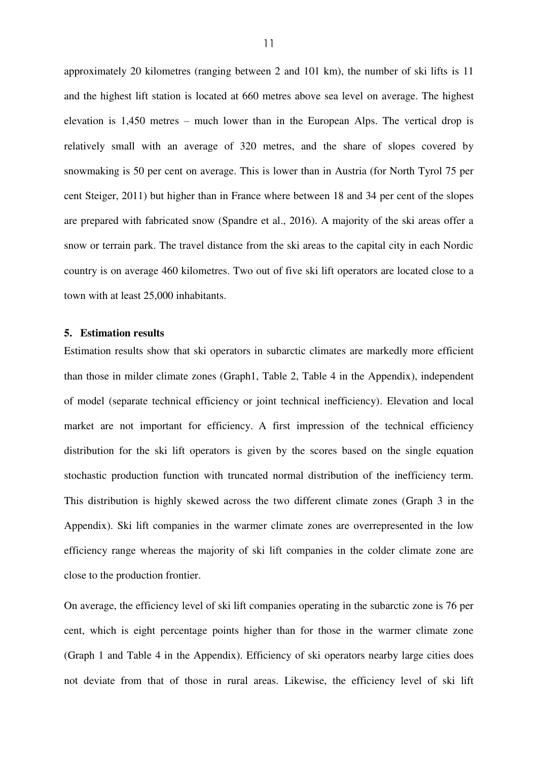approximately 20 kilometres (ranging between 2 and 101 km), the number of ski lifts is 11 and the highest lift station is located at 660 metres above sea level on average. The highest elevation is 1,450 metres – much lower than in the European Alps. The vertical drop is relatively small with an average of 320 metres, and the share of slopes covered by snowmaking is 50 per cent on average. This is lower than in Austria (for North Tyrol 75 per cent Steiger, 2011) but higher than in France where between 18 and 34 per cent of the slopes are prepared with fabricated snow (Spandre et al., 2016). A majority of the ski areas offer a snow or terrain park. The travel distance from the ski areas to the capital city in each Nordic country is on average 460 kilometres. Two out of five ski lift operators are located close to a town with at least 25,000 inhabitants.

## 5. Estimation results

Estimation results show that ski operators in subarctic climates are markedly more efficient than those in milder climate zones (Graph1, Table 2, Table 4 in the Appendix), independent of model (separate technical efficiency or joint technical inefficiency). Elevation and local market are not important for efficiency. A first impression of the technical efficiency distribution for the ski lift operators is given by the scores based on the single equation stochastic production function with truncated normal distribution of the inefficiency term. This distribution is highly skewed across the two different climate zones (Graph 3 in the Appendix). Ski lift companies in the warmer climate zones are overrepresented in the low efficiency range whereas the majority of ski lift companies in the colder climate zone are close to the production frontier.

On average, the efficiency level of ski lift companies operating in the subarctic zone is 76 per cent, which is eight percentage points higher than for those in the warmer climate zone (Graph 1 and Table 4 in the Appendix). Efficiency of ski operators nearby large cities does not deviate from that of those in rural areas. Likewise, the efficiency level of ski lift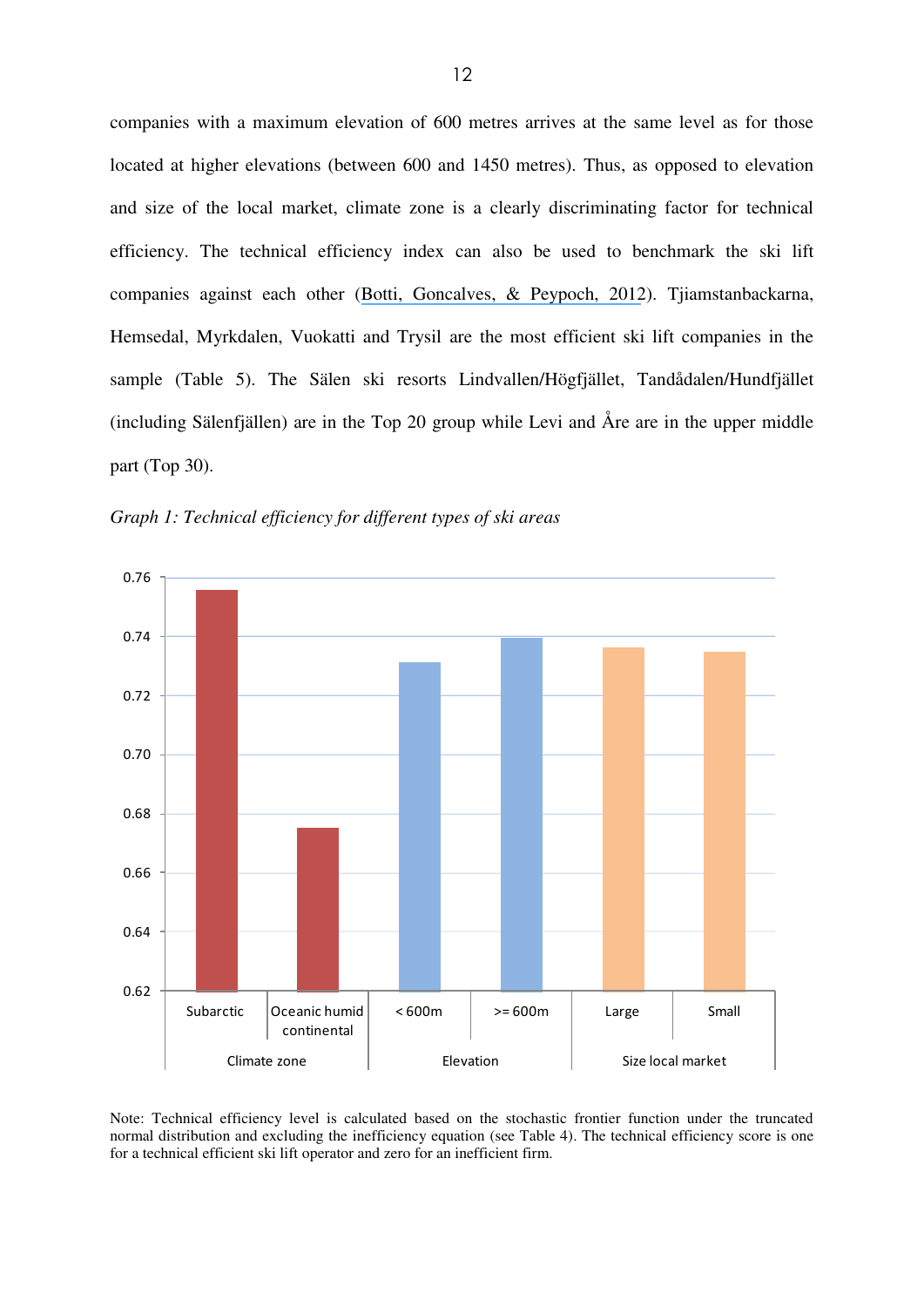companies with a maximum elevation of 600 metres arrives at the same level as for those located at higher elevations (between 600 and 1450 metres). Thus, as opposed to elevation and size of the local market, climate zone is a clearly discriminating factor for technical efficiency. The technical efficiency index can also be used to benchmark the ski lift companies against each other (Botti, Goncalves, & Peypoch, 2012). Tjiamstanbackarna, Hemsedal, Myrkdalen, Vuokatti and Trysil are the most efficient ski lift companies in the sample (Table 5). The Sälen ski resorts Lindvallen/Högfjället, Tandådalen/Hundfjället (including Sälenfjällen) are in the Top 20 group while Levi and Åre are in the upper middle part (Top 30).

*Graph 1: Technical efficiency for different types of ski areas*

Note: Technical efficiency level is calculated based on the stochastic frontier function under the truncated normal distribution and excluding the inefficiency equation (see Table 4). The technical efficiency score is one for a technical efficient ski lift operator and zero for an inefficient firm.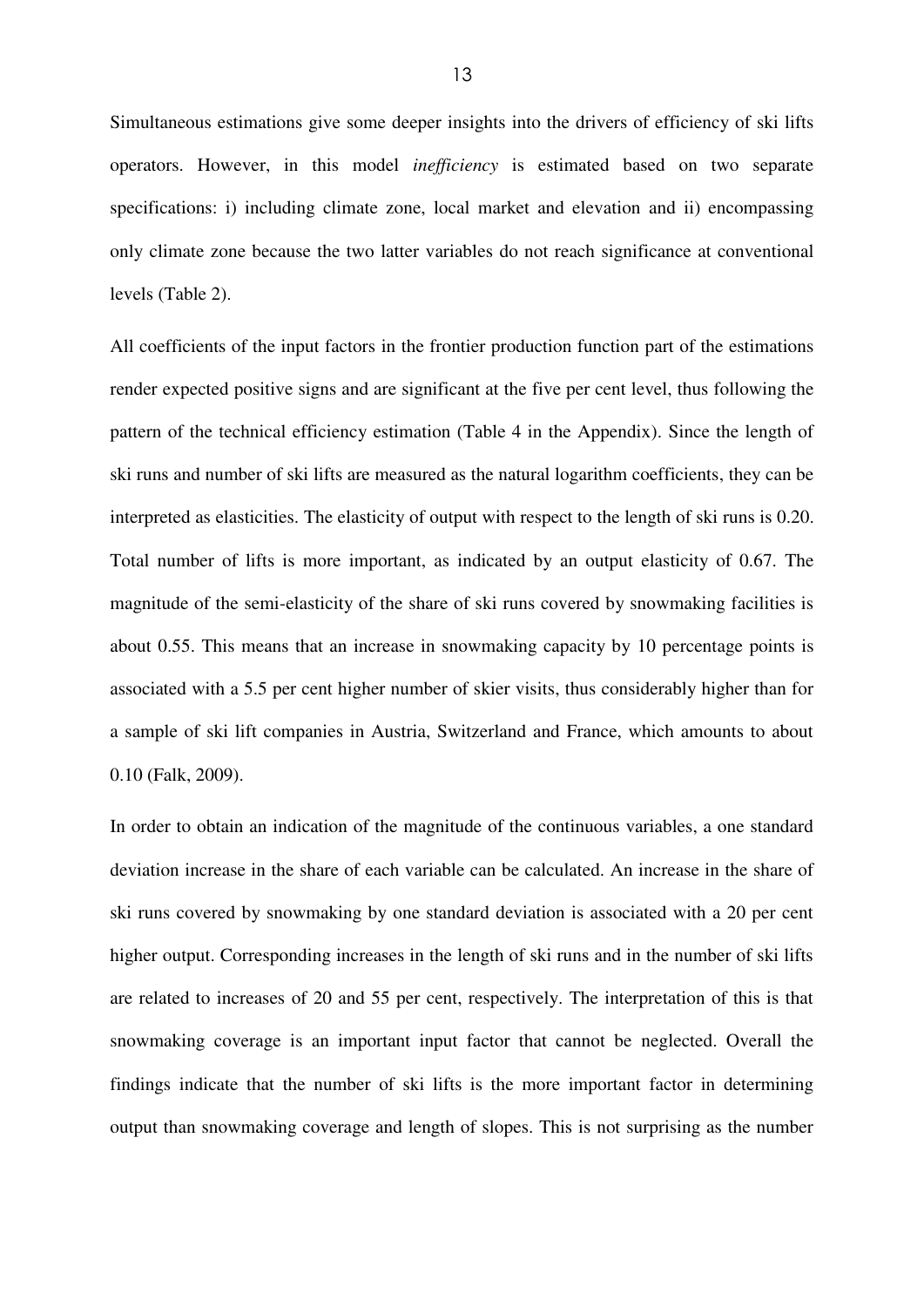Simultaneous estimations give some deeper insights into the drivers of efficiency of ski lifts operators. However, in this model *inefficiency* is estimated based on two separate specifications: i) including climate zone, local market and elevation and ii) encompassing only climate zone because the two latter variables do not reach significance at conventional levels (Table 2).

All coefficients of the input factors in the frontier production function part of the estimations render expected positive signs and are significant at the five per cent level, thus following the pattern of the technical efficiency estimation (Table 4 in the Appendix). Since the length of ski runs and number of ski lifts are measured as the natural logarithm coefficients, they can be interpreted as elasticities. The elasticity of output with respect to the length of ski runs is 0.20. Total number of lifts is more important, as indicated by an output elasticity of 0.67. The magnitude of the semi-elasticity of the share of ski runs covered by snowmaking facilities is about 0.55. This means that an increase in snowmaking capacity by 10 percentage points is associated with a 5.5 per cent higher number of skier visits, thus considerably higher than for a sample of ski lift companies in Austria, Switzerland and France, which amounts to about 0.10 (Falk, 2009).

In order to obtain an indication of the magnitude of the continuous variables, a one standard deviation increase in the share of each variable can be calculated. An increase in the share of ski runs covered by snowmaking by one standard deviation is associated with a 20 per cent higher output. Corresponding increases in the length of ski runs and in the number of ski lifts are related to increases of 20 and 55 per cent, respectively. The interpretation of this is that snowmaking coverage is an important input factor that cannot be neglected. Overall the findings indicate that the number of ski lifts is the more important factor in determining output than snowmaking coverage and length of slopes. This is not surprising as the number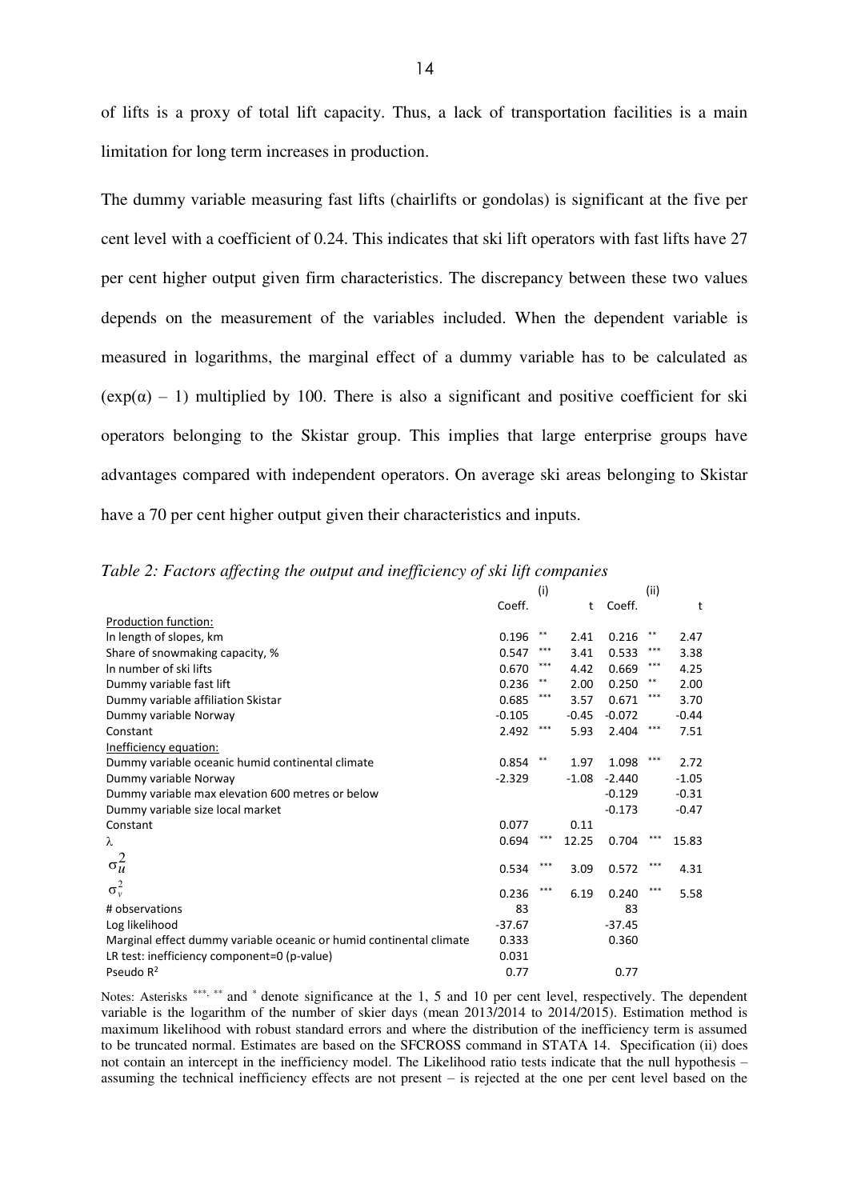of lifts is a proxy of total lift capacity. Thus, a lack of transportation facilities is a main limitation for long term increases in production.

The dummy variable measuring fast lifts (chairlifts or gondolas) is significant at the five per cent level with a coefficient of 0.24. This indicates that ski lift operators with fast lifts have 27 per cent higher output given firm characteristics. The discrepancy between these two values depends on the measurement of the variables included. When the dependent variable is measured in logarithms, the marginal effect of a dummy variable has to be calculated as $(\exp(\alpha) - 1)$ multiplied by 100. There is also a significant and positive coefficient for ski operators belonging to the Skistar group. This implies that large enterprise groups have advantages compared with independent operators. On average ski areas belonging to Skistar have a 70 per cent higher output given their characteristics and inputs.

*Table 2: Factors affecting the output and inefficiency of ski lift companies*

| | (i) | | | (ii) | | |
|---|---|---|---|---|---|---|
| | Coeff. | | t | Coeff. | | t |
| Production function: | | | | | | |
| ln length of slopes, km | 0.196 | ** | 2.41 | 0.216 | ** | 2.47 |
| Share of snowmaking capacity, % | 0.547 | *** | 3.41 | 0.533 | *** | 3.38 |
| ln number of ski lifts | 0.670 | *** | 4.42 | 0.669 | *** | 4.25 |
| Dummy variable fast lift | 0.236 | ** | 2.00 | 0.250 | ** | 2.00 |
| Dummy variable affiliation Skistar | 0.685 | *** | 3.57 | 0.671 | *** | 3.70 |
| Dummy variable Norway | -0.105 | | -0.45 | -0.072 | | -0.44 |
| Constant | 2.492 | *** | 5.93 | 2.404 | *** | 7.51 |
| Inefficiency equation: | | | | | | |
| Dummy variable oceanic humid continental climate | 0.854 | ** | 1.97 | 1.098 | *** | 2.72 |
| Dummy variable Norway | -2.329 | | -1.08 | -2.440 | | -1.05 |
| Dummy variable max elevation 600 metres or below | | | | -0.129 | | -0.31 |
| Dummy variable size local market | | | | -0.173 | | -0.47 |
| Constant | 0.077 | | 0.11 | | | |
| $\lambda$ | 0.694 | *** | 12.25 | 0.704 | *** | 15.83 |
| $\sigma_u^2$ | 0.534 | *** | 3.09 | 0.572 | *** | 4.31 |
| $\sigma_v^2$ | 0.236 | *** | 6.19 | 0.240 | *** | 5.58 |
| # observations | 83 | | | 83 | | |
| Log likelihood | -37.67 | | | -37.45 | | |
| Marginal effect dummy variable oceanic or humid continental climate | 0.333 | | | 0.360 | | |
| LR test: inefficiency component=0 (p-value) | 0.031 | | | | | |
| Pseudo $R^2$ | 0.77 | | | 0.77 | | |

Notes: Asterisks ***, ** and * denote significance at the 1, 5 and 10 per cent level, respectively. The dependent variable is the logarithm of the number of skier days (mean 2013/2014 to 2014/2015). Estimation method is maximum likelihood with robust standard errors and where the distribution of the inefficiency term is assumed to be truncated normal. Estimates are based on the SFCROSS command in STATA 14. Specification (ii) does not contain an intercept in the inefficiency model. The Likelihood ratio tests indicate that the null hypothesis – assuming the technical inefficiency effects are not present – is rejected at the one per cent level based on the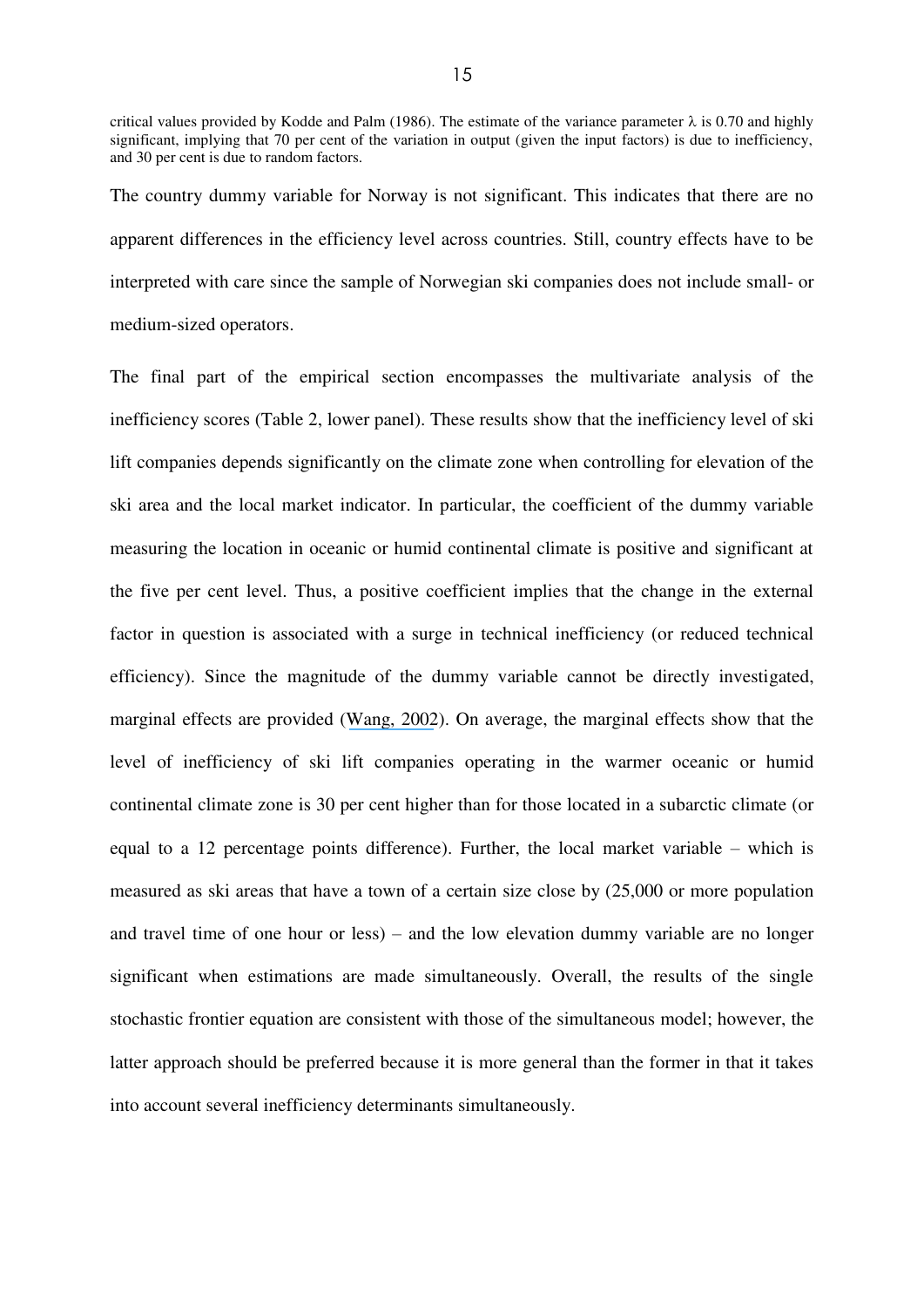critical values provided by Kodde and Palm (1986). The estimate of the variance parameter $\lambda$ is 0.70 and highly significant, implying that 70 per cent of the variation in output (given the input factors) is due to inefficiency, and 30 per cent is due to random factors.

The country dummy variable for Norway is not significant. This indicates that there are no apparent differences in the efficiency level across countries. Still, country effects have to be interpreted with care since the sample of Norwegian ski companies does not include small- or medium-sized operators.

The final part of the empirical section encompasses the multivariate analysis of the inefficiency scores (Table 2, lower panel). These results show that the inefficiency level of ski lift companies depends significantly on the climate zone when controlling for elevation of the ski area and the local market indicator. In particular, the coefficient of the dummy variable measuring the location in oceanic or humid continental climate is positive and significant at the five per cent level. Thus, a positive coefficient implies that the change in the external factor in question is associated with a surge in technical inefficiency (or reduced technical efficiency). Since the magnitude of the dummy variable cannot be directly investigated, marginal effects are provided (Wang, 2002). On average, the marginal effects show that the level of inefficiency of ski lift companies operating in the warmer oceanic or humid continental climate zone is 30 per cent higher than for those located in a subarctic climate (or equal to a 12 percentage points difference). Further, the local market variable – which is measured as ski areas that have a town of a certain size close by (25,000 or more population and travel time of one hour or less) – and the low elevation dummy variable are no longer significant when estimations are made simultaneously. Overall, the results of the single stochastic frontier equation are consistent with those of the simultaneous model; however, the latter approach should be preferred because it is more general than the former in that it takes into account several inefficiency determinants simultaneously.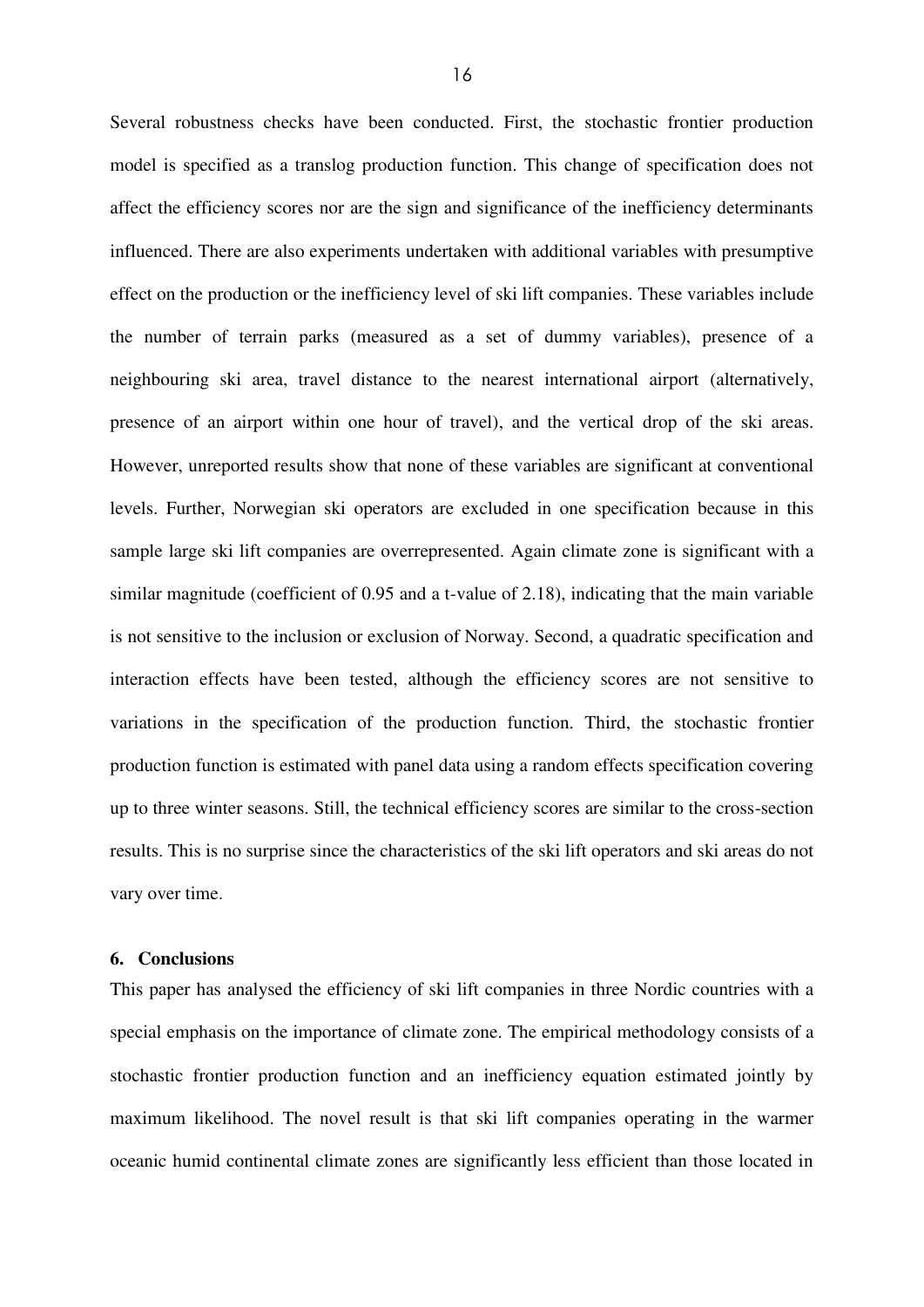Several robustness checks have been conducted. First, the stochastic frontier production model is specified as a translog production function. This change of specification does not affect the efficiency scores nor are the sign and significance of the inefficiency determinants influenced. There are also experiments undertaken with additional variables with presumptive effect on the production or the inefficiency level of ski lift companies. These variables include the number of terrain parks (measured as a set of dummy variables), presence of a neighbouring ski area, travel distance to the nearest international airport (alternatively, presence of an airport within one hour of travel), and the vertical drop of the ski areas. However, unreported results show that none of these variables are significant at conventional levels. Further, Norwegian ski operators are excluded in one specification because in this sample large ski lift companies are overrepresented. Again climate zone is significant with a similar magnitude (coefficient of 0.95 and a t-value of 2.18), indicating that the main variable is not sensitive to the inclusion or exclusion of Norway. Second, a quadratic specification and interaction effects have been tested, although the efficiency scores are not sensitive to variations in the specification of the production function. Third, the stochastic frontier production function is estimated with panel data using a random effects specification covering up to three winter seasons. Still, the technical efficiency scores are similar to the cross-section results. This is no surprise since the characteristics of the ski lift operators and ski areas do not vary over time.

## 6. Conclusions

This paper has analysed the efficiency of ski lift companies in three Nordic countries with a special emphasis on the importance of climate zone. The empirical methodology consists of a stochastic frontier production function and an inefficiency equation estimated jointly by maximum likelihood. The novel result is that ski lift companies operating in the warmer oceanic humid continental climate zones are significantly less efficient than those located in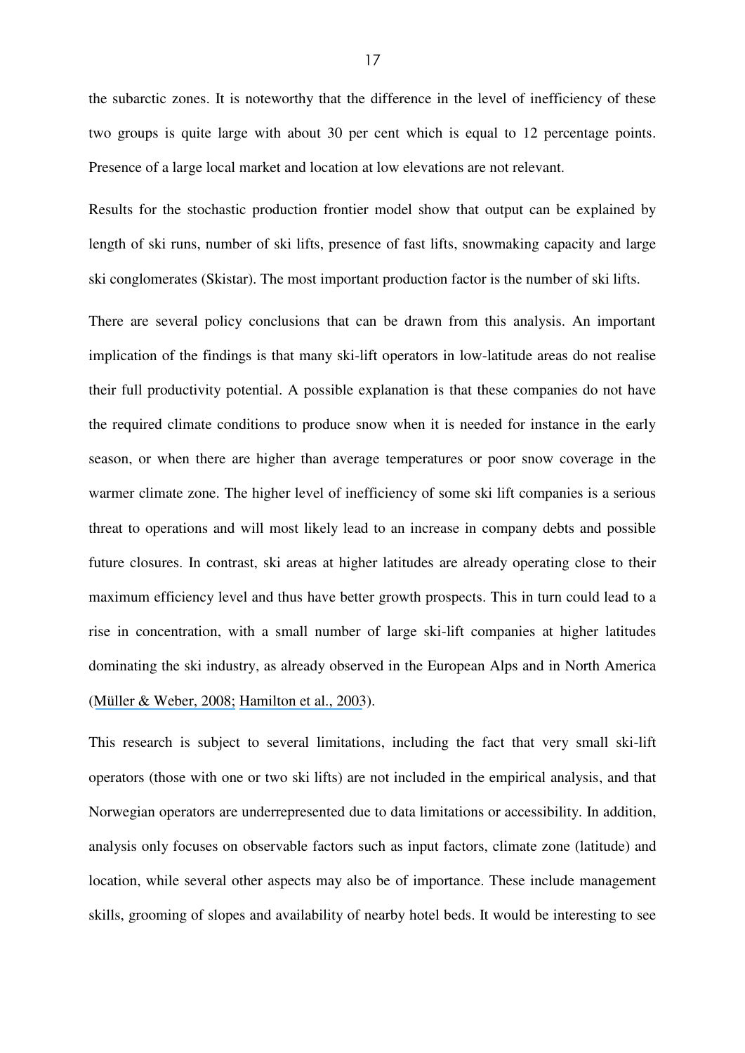the subarctic zones. It is noteworthy that the difference in the level of inefficiency of these two groups is quite large with about 30 per cent which is equal to 12 percentage points. Presence of a large local market and location at low elevations are not relevant.

Results for the stochastic production frontier model show that output can be explained by length of ski runs, number of ski lifts, presence of fast lifts, snowmaking capacity and large ski conglomerates (Skistar). The most important production factor is the number of ski lifts.

There are several policy conclusions that can be drawn from this analysis. An important implication of the findings is that many ski-lift operators in low-latitude areas do not realise their full productivity potential. A possible explanation is that these companies do not have the required climate conditions to produce snow when it is needed for instance in the early season, or when there are higher than average temperatures or poor snow coverage in the warmer climate zone. The higher level of inefficiency of some ski lift companies is a serious threat to operations and will most likely lead to an increase in company debts and possible future closures. In contrast, ski areas at higher latitudes are already operating close to their maximum efficiency level and thus have better growth prospects. This in turn could lead to a rise in concentration, with a small number of large ski-lift companies at higher latitudes dominating the ski industry, as already observed in the European Alps and in North America (Müller & Weber, 2008; Hamilton et al., 2003).

This research is subject to several limitations, including the fact that very small ski-lift operators (those with one or two ski lifts) are not included in the empirical analysis, and that Norwegian operators are underrepresented due to data limitations or accessibility. In addition, analysis only focuses on observable factors such as input factors, climate zone (latitude) and location, while several other aspects may also be of importance. These include management skills, grooming of slopes and availability of nearby hotel beds. It would be interesting to see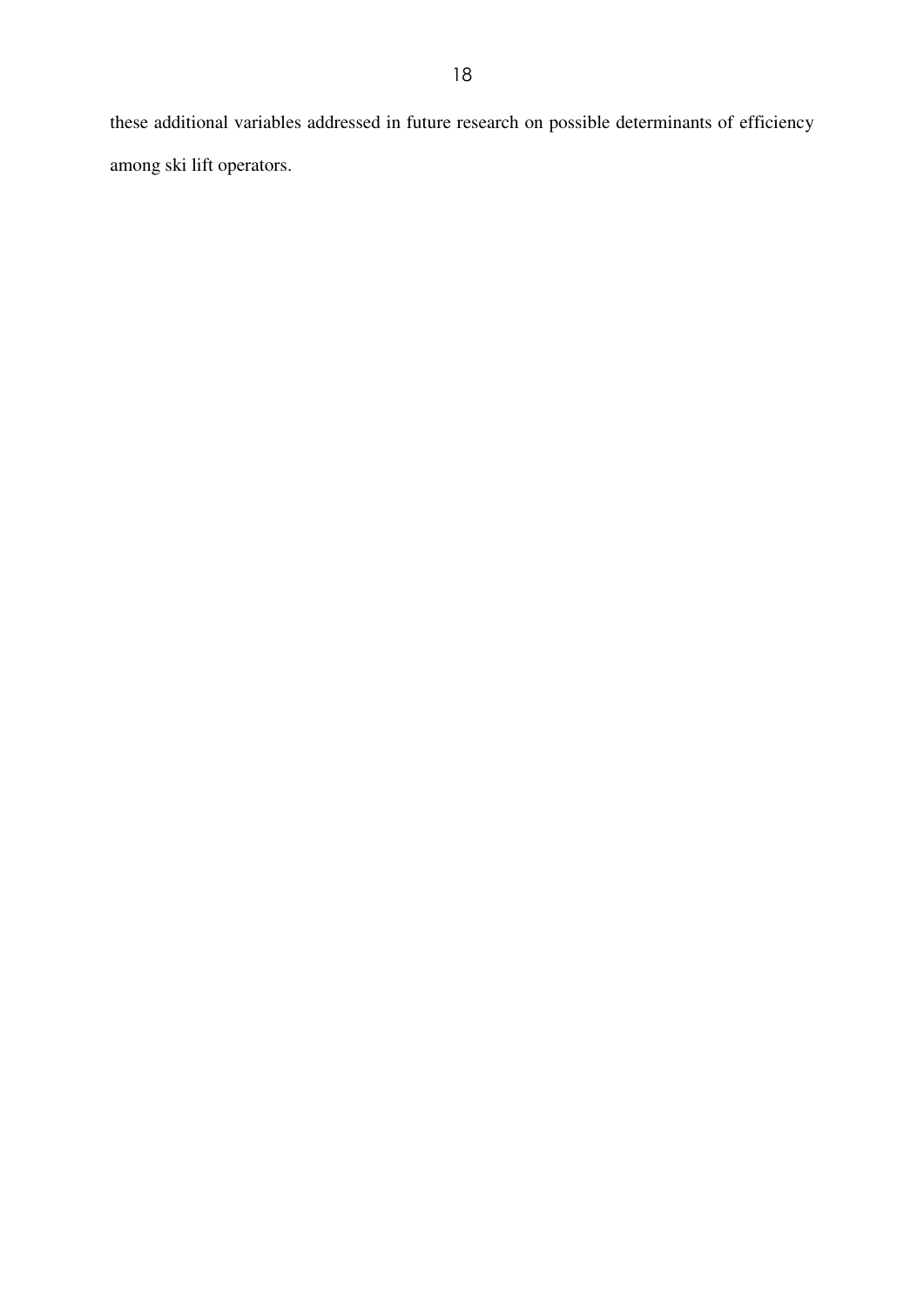these additional variables addressed in future research on possible determinants of efficiency among ski lift operators.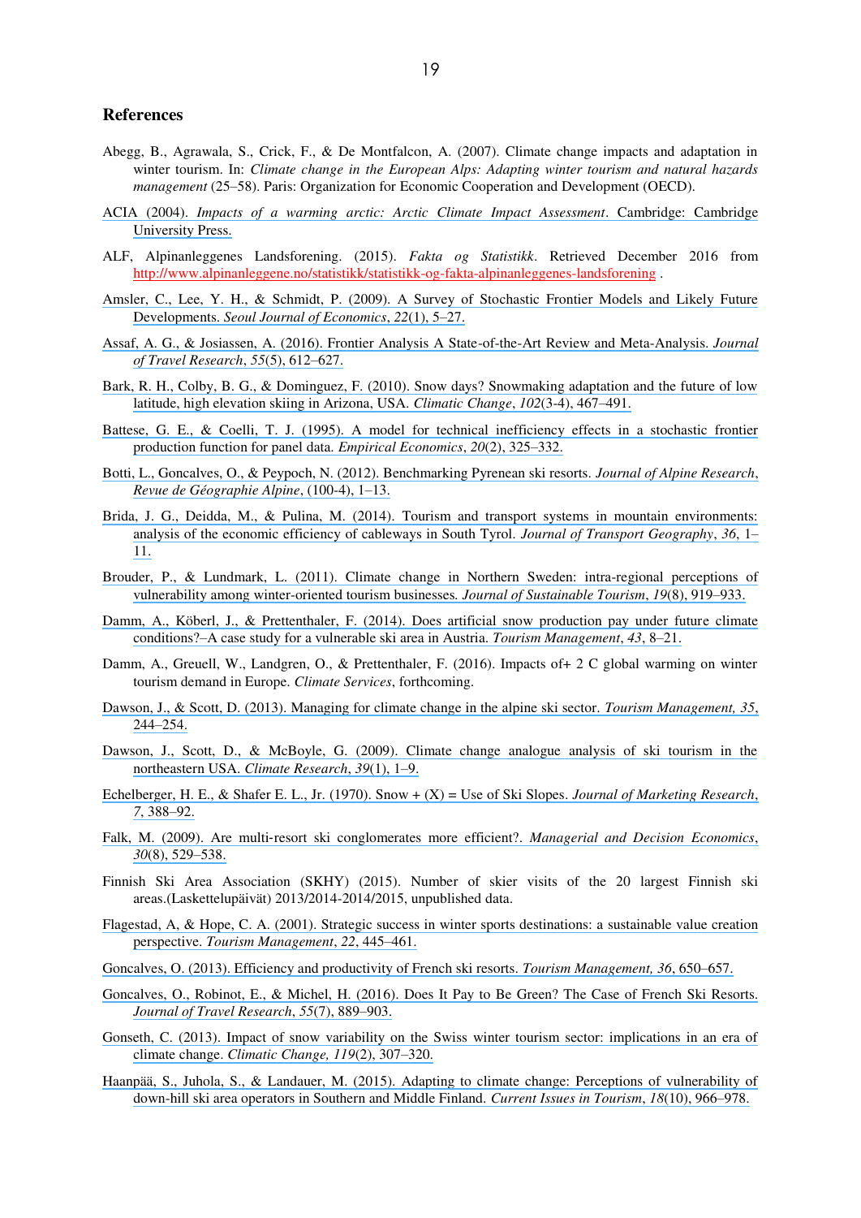## References

Abegg, B., Agrawala, S., Crick, F., & De Montfalcon, A. (2007). Climate change impacts and adaptation in winter tourism. In: *Climate change in the European Alps: Adapting winter tourism and natural hazards management* (25–58). Paris: Organization for Economic Cooperation and Development (OECD).

ACIA (2004). *Impacts of a warming arctic: Arctic Climate Impact Assessment*. Cambridge: Cambridge University Press.

ALF, Alpinanleggenes Landsforening. (2015). *Fakta og Statistikk*. Retrieved December 2016 from http://www.alpinanleggene.no/statistikk/statistikk-og-fakta-alpinanleggenes-landsforening .

Amsler, C., Lee, Y. H., & Schmidt, P. (2009). A Survey of Stochastic Frontier Models and Likely Future Developments. *Seoul Journal of Economics*, *22*(1), 5–27.

Assaf, A. G., & Josiassen, A. (2016). Frontier Analysis A State-of-the-Art Review and Meta-Analysis. *Journal of Travel Research*, *55*(5), 612–627.

Bark, R. H., Colby, B. G., & Dominguez, F. (2010). Snow days? Snowmaking adaptation and the future of low latitude, high elevation skiing in Arizona, USA. *Climatic Change*, *102*(3-4), 467–491.

Battese, G. E., & Coelli, T. J. (1995). A model for technical inefficiency effects in a stochastic frontier production function for panel data. *Empirical Economics*, *20*(2), 325–332.

Botti, L., Goncalves, O., & Peypoch, N. (2012). Benchmarking Pyrenean ski resorts. *Journal of Alpine Research, Revue de Géographie Alpine*, (100-4), 1–13.

Brida, J. G., Deidda, M., & Pulina, M. (2014). Tourism and transport systems in mountain environments: analysis of the economic efficiency of cableways in South Tyrol. *Journal of Transport Geography*, *36*, 1–11.

Brouder, P., & Lundmark, L. (2011). Climate change in Northern Sweden: intra-regional perceptions of vulnerability among winter-oriented tourism businesses. *Journal of Sustainable Tourism*, *19*(8), 919–933.

Damm, A., Köberl, J., & Prettenthaler, F. (2014). Does artificial snow production pay under future climate conditions?–A case study for a vulnerable ski area in Austria. *Tourism Management*, *43*, 8–21.

Damm, A., Greuell, W., Landgren, O., & Prettenthaler, F. (2016). Impacts of+ 2 C global warming on winter tourism demand in Europe. *Climate Services*, forthcoming.

Dawson, J., & Scott, D. (2013). Managing for climate change in the alpine ski sector. *Tourism Management, 35*, 244–254.

Dawson, J., Scott, D., & McBoyle, G. (2009). Climate change analogue analysis of ski tourism in the northeastern USA. *Climate Research*, *39*(1), 1–9.

Echelberger, H. E., & Shafer E. L., Jr. (1970). Snow + (X) = Use of Ski Slopes. *Journal of Marketing Research*, *7*, 388–92.

Falk, M. (2009). Are multi-resort ski conglomerates more efficient?. *Managerial and Decision Economics*, *30*(8), 529–538.

Finnish Ski Area Association (SKHY) (2015). Number of skier visits of the 20 largest Finnish ski areas.(Laskettelupäivät) 2013/2014-2014/2015, unpublished data.

Flagestad, A, & Hope, C. A. (2001). Strategic success in winter sports destinations: a sustainable value creation perspective. *Tourism Management*, *22*, 445–461.

Goncalves, O. (2013). Efficiency and productivity of French ski resorts. *Tourism Management, 36*, 650–657.

Goncalves, O., Robinot, E., & Michel, H. (2016). Does It Pay to Be Green? The Case of French Ski Resorts. *Journal of Travel Research*, *55*(7), 889–903.

Gonseth, C. (2013). Impact of snow variability on the Swiss winter tourism sector: implications in an era of climate change. *Climatic Change, 119*(2), 307–320.

Haanpää, S., Juhola, S., & Landauer, M. (2015). Adapting to climate change: Perceptions of vulnerability of down-hill ski area operators in Southern and Middle Finland. *Current Issues in Tourism*, *18*(10), 966–978.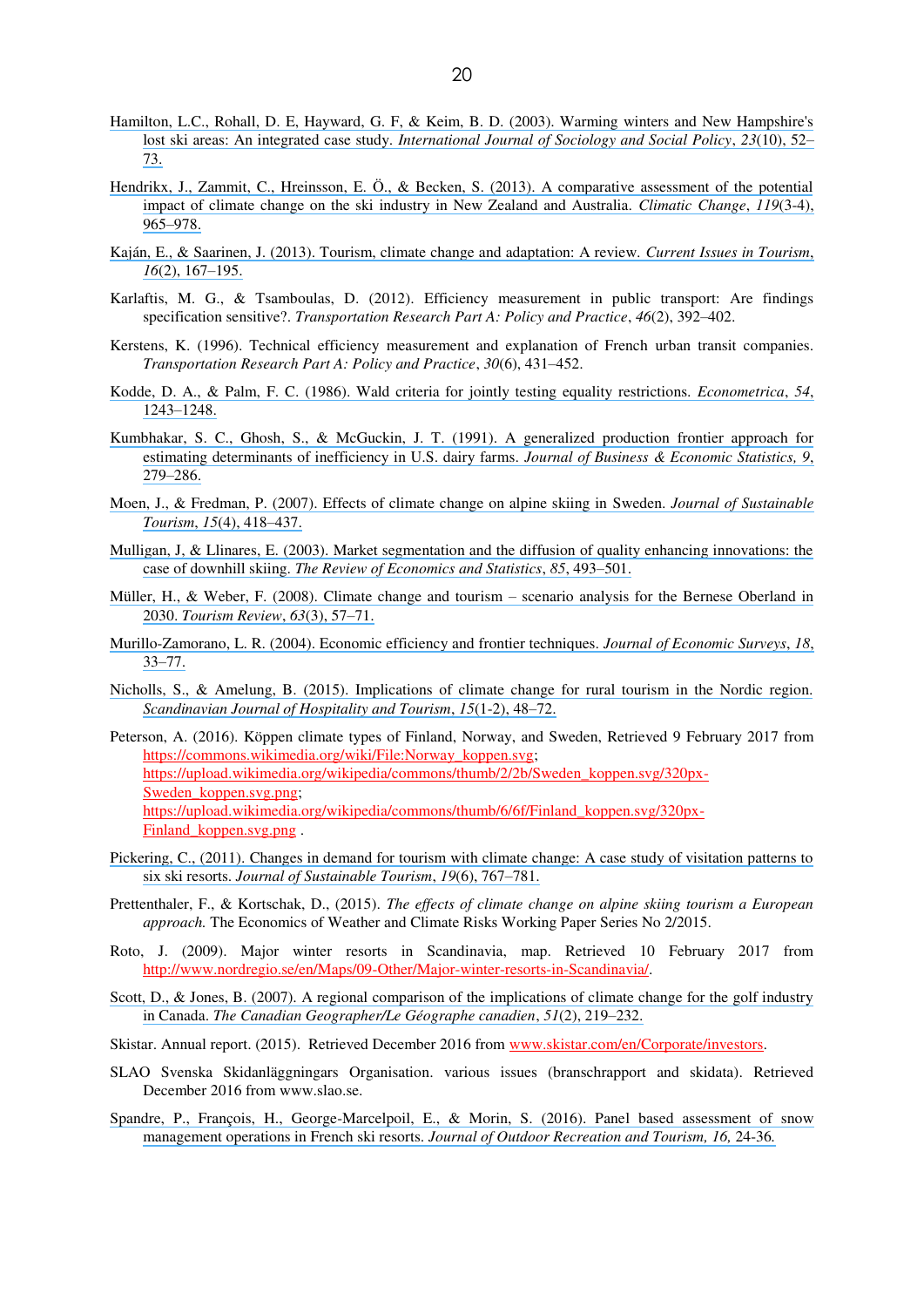Hamilton, L.C., Rohall, D. E, Hayward, G. F, & Keim, B. D. (2003). Warming winters and New Hampshire's lost ski areas: An integrated case study. *International Journal of Sociology and Social Policy*, *23*(10), 52–73.

Hendrikx, J., Zammit, C., Hreinsson, E. Ö., & Becken, S. (2013). A comparative assessment of the potential impact of climate change on the ski industry in New Zealand and Australia. *Climatic Change*, *119*(3-4), 965–978.

Kaján, E., & Saarinen, J. (2013). Tourism, climate change and adaptation: A review. *Current Issues in Tourism*, *16*(2), 167–195.

Karlaftis, M. G., & Tsamboulas, D. (2012). Efficiency measurement in public transport: Are findings specification sensitive?. *Transportation Research Part A: Policy and Practice*, *46*(2), 392–402.

Kerstens, K. (1996). Technical efficiency measurement and explanation of French urban transit companies. *Transportation Research Part A: Policy and Practice*, *30*(6), 431–452.

Kodde, D. A., & Palm, F. C. (1986). Wald criteria for jointly testing equality restrictions. *Econometrica*, *54*, 1243–1248.

Kumbhakar, S. C., Ghosh, S., & McGuckin, J. T. (1991). A generalized production frontier approach for estimating determinants of inefficiency in U.S. dairy farms. *Journal of Business & Economic Statistics, 9*, 279–286.

Moen, J., & Fredman, P. (2007). Effects of climate change on alpine skiing in Sweden. *Journal of Sustainable Tourism*, *15*(4), 418–437.

Mulligan, J, & Llinares, E. (2003). Market segmentation and the diffusion of quality enhancing innovations: the case of downhill skiing. *The Review of Economics and Statistics*, *85*, 493–501.

Müller, H., & Weber, F. (2008). Climate change and tourism – scenario analysis for the Bernese Oberland in 2030. *Tourism Review*, *63*(3), 57–71.

Murillo-Zamorano, L. R. (2004). Economic efficiency and frontier techniques. *Journal of Economic Surveys*, *18*, 33–77.

Nicholls, S., & Amelung, B. (2015). Implications of climate change for rural tourism in the Nordic region. *Scandinavian Journal of Hospitality and Tourism*, *15*(1-2), 48–72.

Peterson, A. (2016). Köppen climate types of Finland, Norway, and Sweden, Retrieved 9 February 2017 from https://commons.wikimedia.org/wiki/File:Norway_koppen.svg; https://upload.wikimedia.org/wikipedia/commons/thumb/2/2b/Sweden_koppen.svg/320px-Sweden_koppen.svg.png; https://upload.wikimedia.org/wikipedia/commons/thumb/6/6f/Finland_koppen.svg/320px-Finland_koppen.svg.png .

Pickering, C., (2011). Changes in demand for tourism with climate change: A case study of visitation patterns to six ski resorts. *Journal of Sustainable Tourism*, *19*(6), 767–781.

Prettenthaler, F., & Kortschak, D., (2015). *The effects of climate change on alpine skiing tourism a European approach.* The Economics of Weather and Climate Risks Working Paper Series No 2/2015.

Roto, J. (2009). Major winter resorts in Scandinavia, map. Retrieved 10 February 2017 from http://www.nordregio.se/en/Maps/09-Other/Major-winter-resorts-in-Scandinavia/.

Scott, D., & Jones, B. (2007). A regional comparison of the implications of climate change for the golf industry in Canada. *The Canadian Geographer/Le Géographe canadien*, *51*(2), 219–232.

Skistar. Annual report. (2015). Retrieved December 2016 from www.skistar.com/en/Corporate/investors.

SLAO Svenska Skidanläggningars Organisation. various issues (branschrapport and skidata). Retrieved December 2016 from www.slao.se.

Spandre, P., François, H., George-Marcelpoil, E., & Morin, S. (2016). Panel based assessment of snow management operations in French ski resorts. *Journal of Outdoor Recreation and Tourism, 16,* 24-36.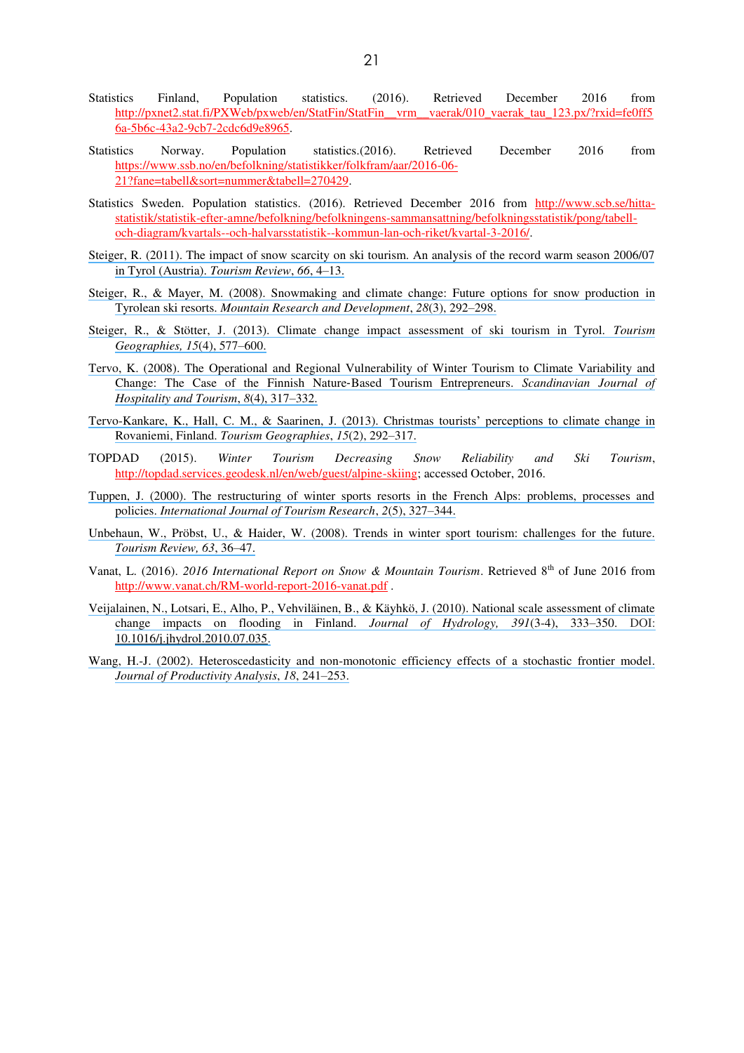Statistics Finland, Population statistics. (2016). Retrieved December 2016 from http://pxnet2.stat.fi/PXWeb/pxweb/en/StatFin/StatFin__vrm__vaerak/010_vaerak_tau_123.px/?rxid=fe0ff56a-5b6c-43a2-9cb7-2cdc6d9e8965.

Statistics Norway. Population statistics.(2016). Retrieved December 2016 from https://www.ssb.no/en/befolkning/statistikker/folkfram/aar/2016-06-21?fane=tabell&sort=nummer&tabell=270429.

Statistics Sweden. Population statistics. (2016). Retrieved December 2016 from http://www.scb.se/hitta-statistik/statistik-efter-amne/befolkning/befolkningens-sammansattning/befolkningsstatistik/pong/tabell-och-diagram/kvartals--och-halvarsstatistik--kommun-lan-och-riket/kvartal-3-2016/.

Steiger, R. (2011). The impact of snow scarcity on ski tourism. An analysis of the record warm season 2006/07 in Tyrol (Austria). *Tourism Review*, *66*, 4–13.

Steiger, R., & Mayer, M. (2008). Snowmaking and climate change: Future options for snow production in Tyrolean ski resorts. *Mountain Research and Development*, *28*(3), 292–298.

Steiger, R., & Stötter, J. (2013). Climate change impact assessment of ski tourism in Tyrol. *Tourism Geographies, 15*(4), 577–600.

Tervo, K. (2008). The Operational and Regional Vulnerability of Winter Tourism to Climate Variability and Change: The Case of the Finnish Nature-Based Tourism Entrepreneurs. *Scandinavian Journal of Hospitality and Tourism*, *8*(4), 317–332.

Tervo-Kankare, K., Hall, C. M., & Saarinen, J. (2013). Christmas tourists' perceptions to climate change in Rovaniemi, Finland. *Tourism Geographies*, *15*(2), 292–317.

TOPDAD (2015). *Winter Tourism Decreasing Snow Reliability and Ski Tourism*, http://topdad.services.geodesk.nl/en/web/guest/alpine-skiing; accessed October, 2016.

Tuppen, J. (2000). The restructuring of winter sports resorts in the French Alps: problems, processes and policies. *International Journal of Tourism Research*, *2*(5), 327–344.

Unbehaun, W., Pröbst, U., & Haider, W. (2008). Trends in winter sport tourism: challenges for the future. *Tourism Review, 63*, 36–47.

Vanat, L. (2016). *2016 International Report on Snow & Mountain Tourism*. Retrieved 8th of June 2016 from http://www.vanat.ch/RM-world-report-2016-vanat.pdf .

Veijalainen, N., Lotsari, E., Alho, P., Vehviläinen, B., & Käyhkö, J. (2010). National scale assessment of climate change impacts on flooding in Finland. *Journal of Hydrology, 391*(3-4), 333–350. DOI: 10.1016/j.jhydrol.2010.07.035.

Wang, H.-J. (2002). Heteroscedasticity and non-monotonic efficiency effects of a stochastic frontier model. *Journal of Productivity Analysis*, *18*, 241–253.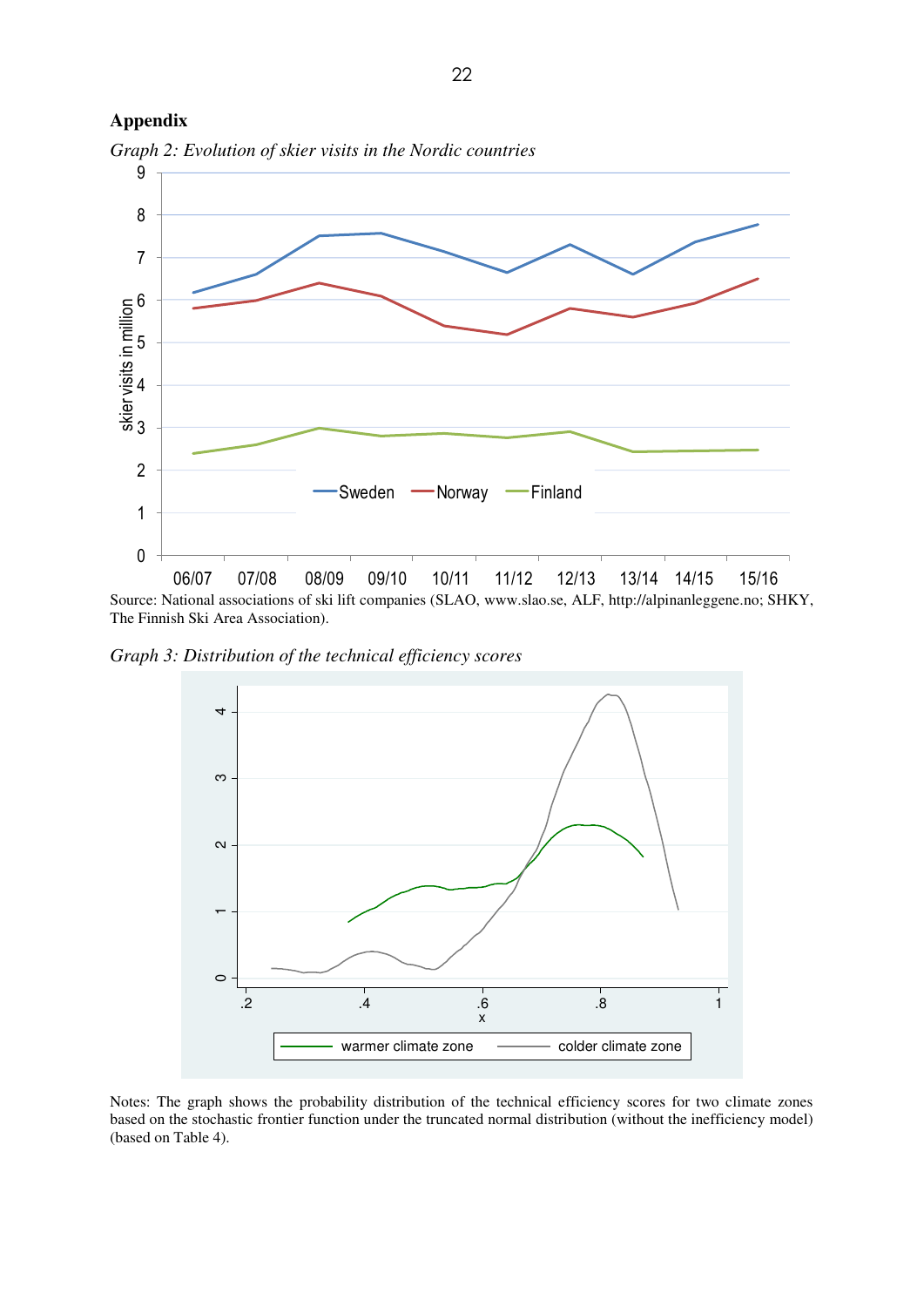# Appendix

*Graph 2: Evolution of skier visits in the Nordic countries*

Source: National associations of ski lift companies (SLAO, www.slao.se, ALF, http://alpinanleggene.no; SHKY, The Finnish Ski Area Association).

*Graph 3: Distribution of the technical efficiency scores*

Notes: The graph shows the probability distribution of the technical efficiency scores for two climate zones based on the stochastic frontier function under the truncated normal distribution (without the inefficiency model) (based on Table 4).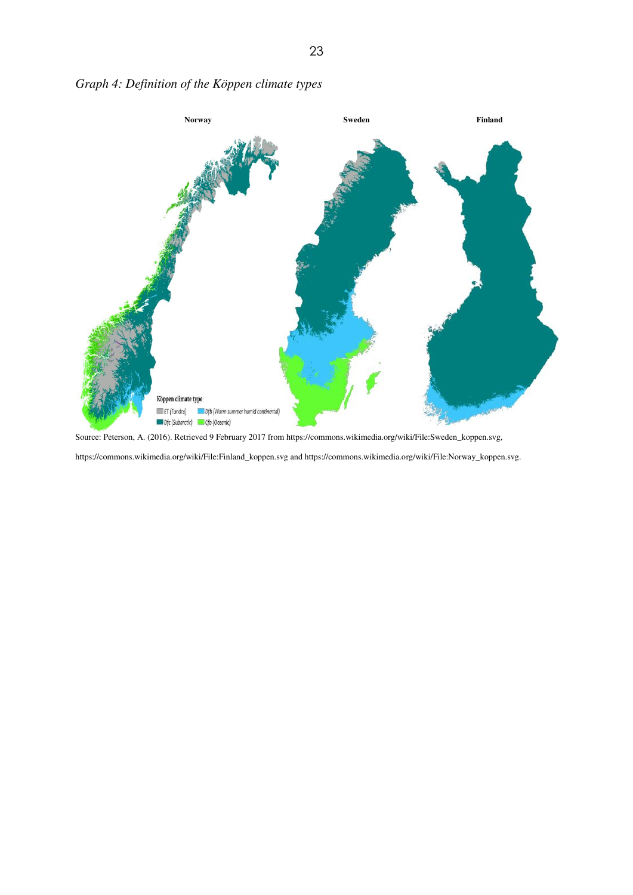*Graph 4: Definition of the Köppen climate types*

Source: Peterson, A. (2016). Retrieved 9 February 2017 from https://commons.wikimedia.org/wiki/File:Sweden_koppen.svg, https://commons.wikimedia.org/wiki/File:Finland_koppen.svg and https://commons.wikimedia.org/wiki/File:Norway_koppen.svg.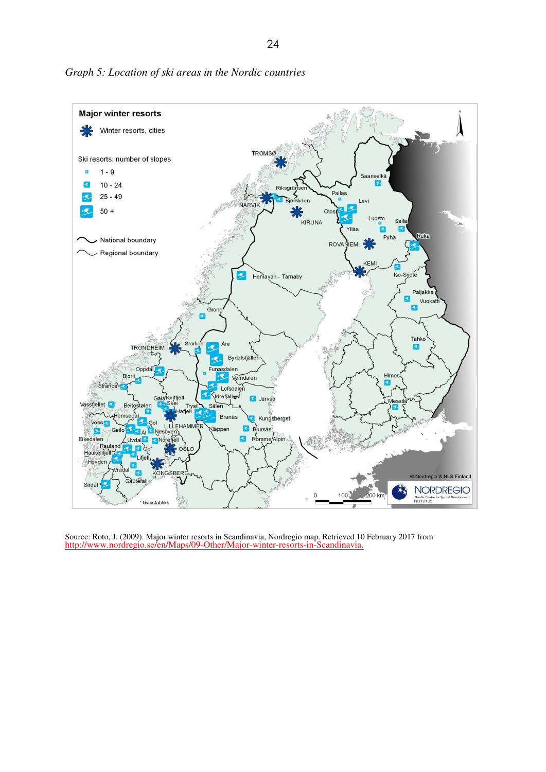*Graph 5: Location of ski areas in the Nordic countries*

Source: Roto, J. (2009). Major winter resorts in Scandinavia, Nordregio map. Retrieved 10 February 2017 from http://www.nordregio.se/en/Maps/09-Other/Major-winter-resorts-in-Scandinavia.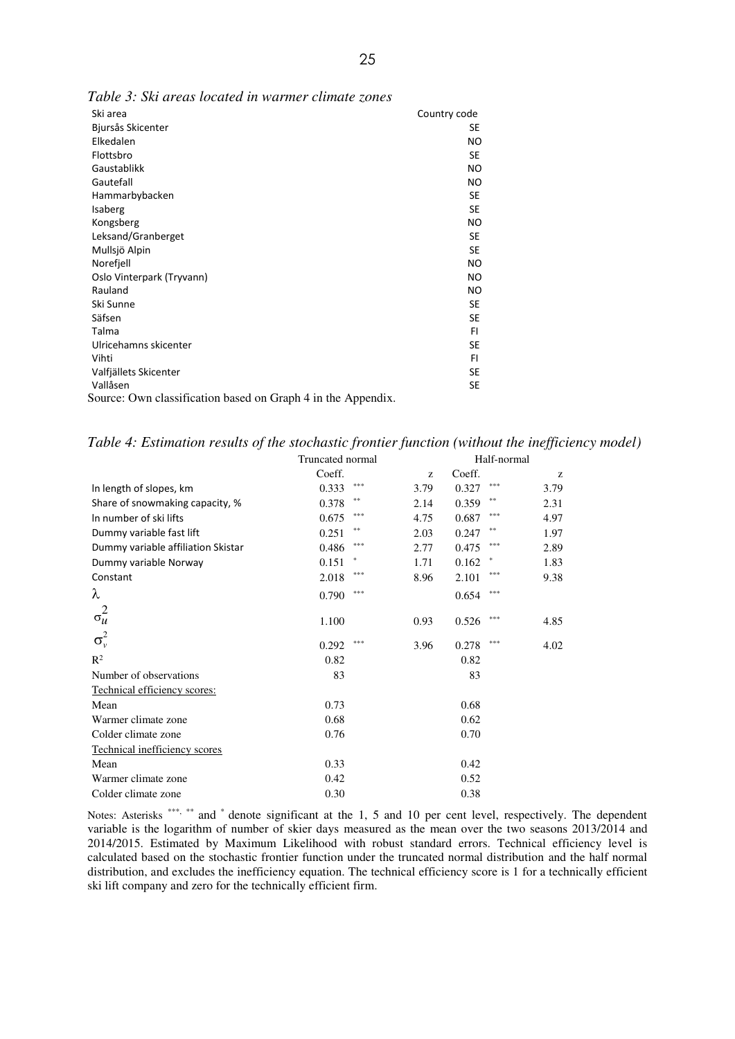*Table 3: Ski areas located in warmer climate zones*

| Ski area | Country code |
|---|---|
| Bjursås Skicenter | SE |
| Elkedalen | NO |
| Flottsbro | SE |
| Gaustablikk | NO |
| Gautefall | NO |
| Hammarbybacken | SE |
| Isaberg | SE |
| Kongsberg | NO |
| Leksand/Granberget | SE |
| Mullsjö Alpin | SE |
| Norefjell | NO |
| Oslo Vinterpark (Tryvann) | NO |
| Rauland | NO |
| Ski Sunne | SE |
| Säfsen | SE |
| Talma | FI |
| Ulricehamns skicenter | SE |
| Vihti | FI |
| Valfjällets Skicenter | SE |
| Vallåsen | SE |

Source: Own classification based on Graph 4 in the Appendix.

*Table 4: Estimation results of the stochastic frontier function (without the inefficiency model)*

| | Truncated normal | | | Half-normal | | |
|---|---|---|---|---|---|---|
| | Coeff. | | z | Coeff. | | z |
| ln length of slopes, km | 0.333 | *** | 3.79 | 0.327 | *** | 3.79 |
| Share of snowmaking capacity, % | 0.378 | ** | 2.14 | 0.359 | ** | 2.31 |
| ln number of ski lifts | 0.675 | *** | 4.75 | 0.687 | *** | 4.97 |
| Dummy variable fast lift | 0.251 | ** | 2.03 | 0.247 | ** | 1.97 |
| Dummy variable affiliation Skistar | 0.486 | *** | 2.77 | 0.475 | *** | 2.89 |
| Dummy variable Norway | 0.151 | * | 1.71 | 0.162 | * | 1.83 |
| Constant | 2.018 | *** | 8.96 | 2.101 | *** | 9.38 |
| $\lambda$ | 0.790 | *** | | 0.654 | *** | |
| $\sigma_u^2$ | 1.100 | | 0.93 | 0.526 | *** | 4.85 |
| $\sigma_v^2$ | 0.292 | *** | 3.96 | 0.278 | *** | 4.02 |
| $R^2$ | 0.82 | | | 0.82 | | |
| Number of observations | 83 | | | 83 | | |
| Technical efficiency scores: | | | | | | |
| Mean | 0.73 | | | 0.68 | | |
| Warmer climate zone | 0.68 | | | 0.62 | | |
| Colder climate zone | 0.76 | | | 0.70 | | |
| Technical inefficiency scores | | | | | | |
| Mean | 0.33 | | | 0.42 | | |
| Warmer climate zone | 0.42 | | | 0.52 | | |
| Colder climate zone | 0.30 | | | 0.38 | | |

Notes: Asterisks ***, ** and * denote significant at the 1, 5 and 10 per cent level, respectively. The dependent variable is the logarithm of number of skier days measured as the mean over the two seasons 2013/2014 and 2014/2015. Estimated by Maximum Likelihood with robust standard errors. Technical efficiency level is calculated based on the stochastic frontier function under the truncated normal distribution and the half normal distribution, and excludes the inefficiency equation. The technical efficiency score is 1 for a technically efficient ski lift company and zero for the technically efficient firm.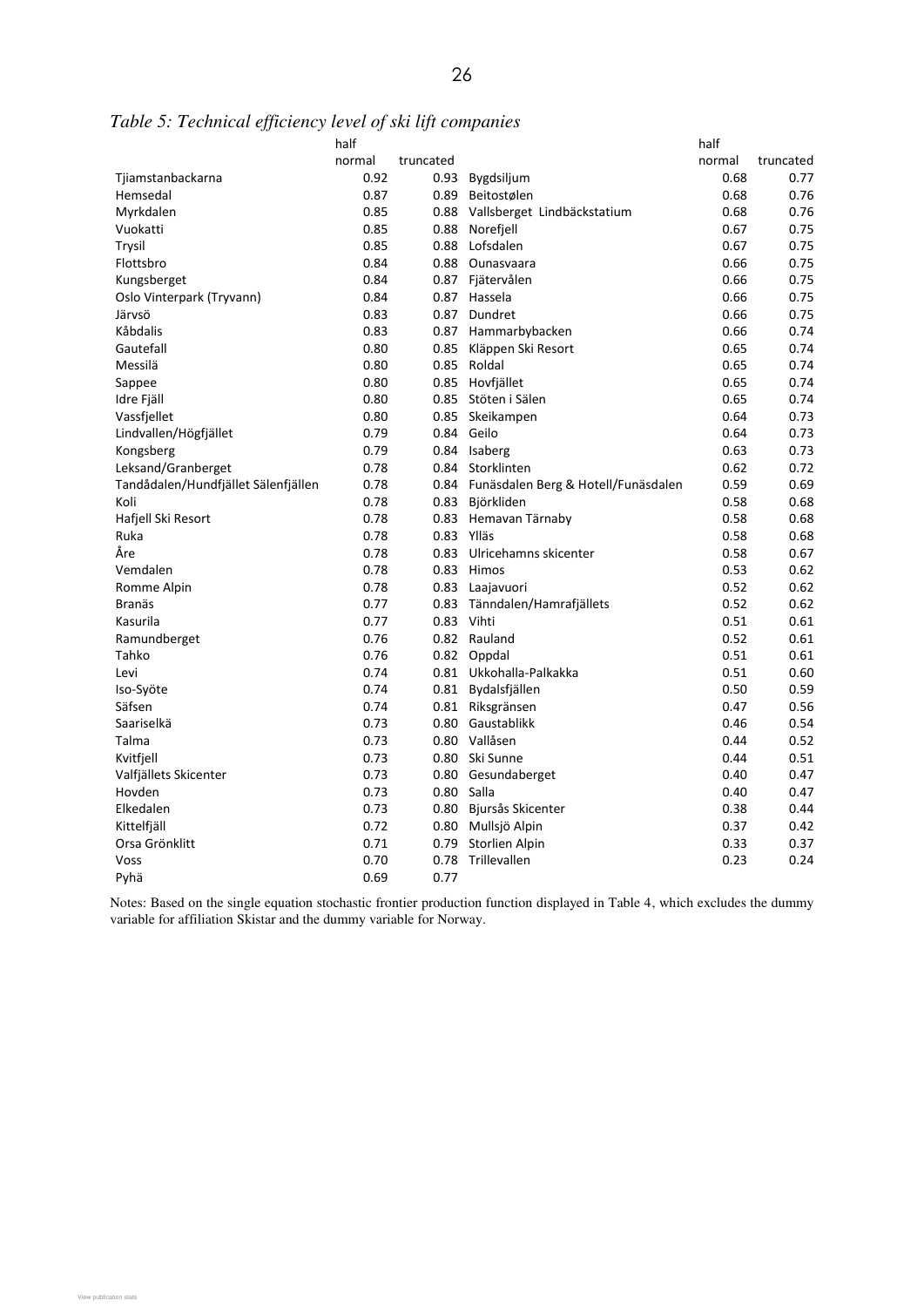*Table 5: Technical efficiency level of ski lift companies*

| | half normal | truncated | | half normal | truncated |
|---|---|---|---|---|---|
| Tjiamstanbackarna | 0.92 | 0.93 | Bygdsiljum | 0.68 | 0.77 |
| Hemsedal | 0.87 | 0.89 | Beitostølen | 0.68 | 0.76 |
| Myrkdalen | 0.85 | 0.88 | Vallsberget Lindbäckstatium | 0.68 | 0.76 |
| Vuokatti | 0.85 | 0.88 | Norefjell | 0.67 | 0.75 |
| Trysil | 0.85 | 0.88 | Lofsdalen | 0.67 | 0.75 |
| Flottsbro | 0.84 | 0.88 | Ounasvaara | 0.66 | 0.75 |
| Kungsberget | 0.84 | 0.87 | Fjätervålen | 0.66 | 0.75 |
| Oslo Vinterpark (Tryvann) | 0.84 | 0.87 | Hassela | 0.66 | 0.75 |
| Järvsö | 0.83 | 0.87 | Dundret | 0.66 | 0.75 |
| Kåbdalis | 0.83 | 0.87 | Hammarbybacken | 0.66 | 0.74 |
| Gautefall | 0.80 | 0.85 | Kläppen Ski Resort | 0.65 | 0.74 |
| Messilä | 0.80 | 0.85 | Roldal | 0.65 | 0.74 |
| Sappee | 0.80 | 0.85 | Hovfjället | 0.65 | 0.74 |
| Idre Fjäll | 0.80 | 0.85 | Stöten i Sälen | 0.65 | 0.74 |
| Vassfjellet | 0.80 | 0.85 | Skeikampen | 0.64 | 0.73 |
| Lindvallen/Högfjället | 0.79 | 0.84 | Geilo | 0.64 | 0.73 |
| Kongsberg | 0.79 | 0.84 | Isaberg | 0.63 | 0.73 |
| Leksand/Granberget | 0.78 | 0.84 | Storklinten | 0.62 | 0.72 |
| Tandådalen/Hundfjället Sälenfjällen | 0.78 | 0.84 | Funäsdalen Berg & Hotell/Funäsdalen | 0.59 | 0.69 |
| Koli | 0.78 | 0.83 | Björkliden | 0.58 | 0.68 |
| Hafjell Ski Resort | 0.78 | 0.83 | Hemavan Tärnaby | 0.58 | 0.68 |
| Ruka | 0.78 | 0.83 | Ylläs | 0.58 | 0.68 |
| Åre | 0.78 | 0.83 | Ulricehamns skicenter | 0.58 | 0.67 |
| Vemdalen | 0.78 | 0.83 | Himos | 0.53 | 0.62 |
| Romme Alpin | 0.78 | 0.83 | Laajavuori | 0.52 | 0.62 |
| Branäs | 0.77 | 0.83 | Tänndalen/Hamrafjällets | 0.52 | 0.62 |
| Kasurila | 0.77 | 0.83 | Vihti | 0.51 | 0.61 |
| Ramundberget | 0.76 | 0.82 | Rauland | 0.52 | 0.61 |
| Tahko | 0.76 | 0.82 | Oppdal | 0.51 | 0.61 |
| Levi | 0.74 | 0.81 | Ukkohalla-Palkakka | 0.51 | 0.60 |
| Iso-Syöte | 0.74 | 0.81 | Bydalsfjällen | 0.50 | 0.59 |
| Säfsen | 0.74 | 0.81 | Riksgränsen | 0.47 | 0.56 |
| Saariselkä | 0.73 | 0.80 | Gaustablikk | 0.46 | 0.54 |
| Talma | 0.73 | 0.80 | Vallåsen | 0.44 | 0.52 |
| Kvitfjell | 0.73 | 0.80 | Ski Sunne | 0.44 | 0.51 |
| Valfjällets Skicenter | 0.73 | 0.80 | Gesundaberget | 0.40 | 0.47 |
| Hovden | 0.73 | 0.80 | Salla | 0.40 | 0.47 |
| Elkedalen | 0.73 | 0.80 | Bjursås Skicenter | 0.38 | 0.44 |
| Kittelfjäll | 0.72 | 0.80 | Mullsjö Alpin | 0.37 | 0.42 |
| Orsa Grönklitt | 0.71 | 0.79 | Storlien Alpin | 0.33 | 0.37 |
| Voss | 0.70 | 0.78 | Trillevallen | 0.23 | 0.24 |
| Pyhä | 0.69 | 0.77 | | | |

Notes: Based on the single equation stochastic frontier production function displayed in Table 4, which excludes the dummy variable for affiliation Skistar and the dummy variable for Norway.